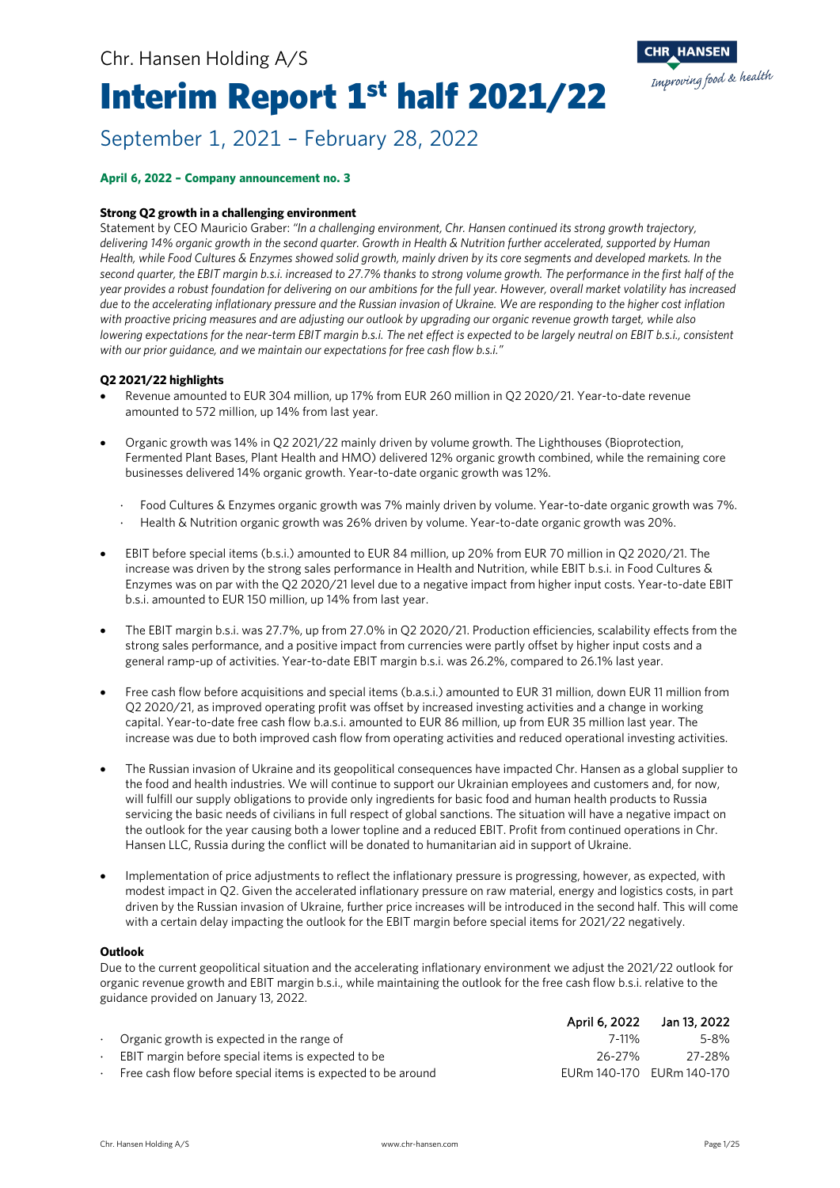Chr. Hansen Holding A/S

# Interim Report 1st half 2021/22

September 1, 2021 – February 28, 2022

**April 6, 2022 – Company announcement no. 3**

### Strong Q2 growth in a challenging environment

Statement by CEO Mauricio Graber: *"In a challenging environment, Chr. Hansen continued its strong growth trajectory, delivering 14% organic growth in the second quarter. Growth in Health & Nutrition further accelerated, supported by Human Health, while Food Cultures & Enzymes showed solid growth, mainly driven by its core segments and developed markets. In the second quarter, the EBIT margin b.s.i. increased to 27.7% thanks to strong volume growth. The performance in the first half of the year provides a robust foundation for delivering on our ambitions for the full year. However, overall market volatility has increased due to the accelerating inflationary pressure and the Russian invasion of Ukraine. We are responding to the higher cost inflation with proactive pricing measures and are adjusting our outlook by upgrading our organic revenue growth target, while also lowering expectations for the near-term EBIT margin b.s.i. The net effect is expected to be largely neutral on EBIT b.s.i., consistent with our prior guidance, and we maintain our expectations for free cash flow b.s.i."*

### Q2 2021/22 highlights

- Revenue amounted to EUR 304 million, up 17% from EUR 260 million in Q2 2020/21. Year-to-date revenue amounted to 572 million, up 14% from last year.
- Organic growth was 14% in Q2 2021/22 mainly driven by volume growth. The Lighthouses (Bioprotection, Fermented Plant Bases, Plant Health and HMO) delivered 12% organic growth combined, while the remaining core businesses delivered 14% organic growth. Year-to-date organic growth was 12%.
  - Food Cultures & Enzymes organic growth was 7% mainly driven by volume. Year-to-date organic growth was 7%.
  - Health & Nutrition organic growth was 26% driven by volume. Year-to-date organic growth was 20%.
- EBIT before special items (b.s.i.) amounted to EUR 84 million, up 20% from EUR 70 million in Q2 2020/21. The increase was driven by the strong sales performance in Health and Nutrition, while EBIT b.s.i. in Food Cultures & Enzymes was on par with the Q2 2020/21 level due to a negative impact from higher input costs. Year-to-date EBIT b.s.i. amounted to EUR 150 million, up 14% from last year.
- The EBIT margin b.s.i. was 27.7%, up from 27.0% in Q2 2020/21. Production efficiencies, scalability effects from the strong sales performance, and a positive impact from currencies were partly offset by higher input costs and a general ramp-up of activities. Year-to-date EBIT margin b.s.i. was 26.2%, compared to 26.1% last year.
- Free cash flow before acquisitions and special items (b.a.s.i.) amounted to EUR 31 million, down EUR 11 million from Q2 2020/21, as improved operating profit was offset by increased investing activities and a change in working capital. Year-to-date free cash flow b.a.s.i. amounted to EUR 86 million, up from EUR 35 million last year. The increase was due to both improved cash flow from operating activities and reduced operational investing activities.
- The Russian invasion of Ukraine and its geopolitical consequences have impacted Chr. Hansen as a global supplier to the food and health industries. We will continue to support our Ukrainian employees and customers and, for now, will fulfill our supply obligations to provide only ingredients for basic food and human health products to Russia servicing the basic needs of civilians in full respect of global sanctions. The situation will have a negative impact on the outlook for the year causing both a lower topline and a reduced EBIT. Profit from continued operations in Chr. Hansen LLC, Russia during the conflict will be donated to humanitarian aid in support of Ukraine.
- Implementation of price adjustments to reflect the inflationary pressure is progressing, however, as expected, with modest impact in Q2. Given the accelerated inflationary pressure on raw material, energy and logistics costs, in part driven by the Russian invasion of Ukraine, further price increases will be introduced in the second half. This will come with a certain delay impacting the outlook for the EBIT margin before special items for 2021/22 negatively.

### Outlook

Due to the current geopolitical situation and the accelerating inflationary environment we adjust the 2021/22 outlook for organic revenue growth and EBIT margin b.s.i., while maintaining the outlook for the free cash flow b.s.i. relative to the guidance provided on January 13, 2022.

| | April 6, 2022 | Jan 13, 2022 |
|---|---|---|
| · Organic growth is expected in the range of | 7-11% | 5-8% |
| · EBIT margin before special items is expected to be | 26-27% | 27-28% |
| · Free cash flow before special items is expected to be around | EURm 140-170 | EURm 140-170 |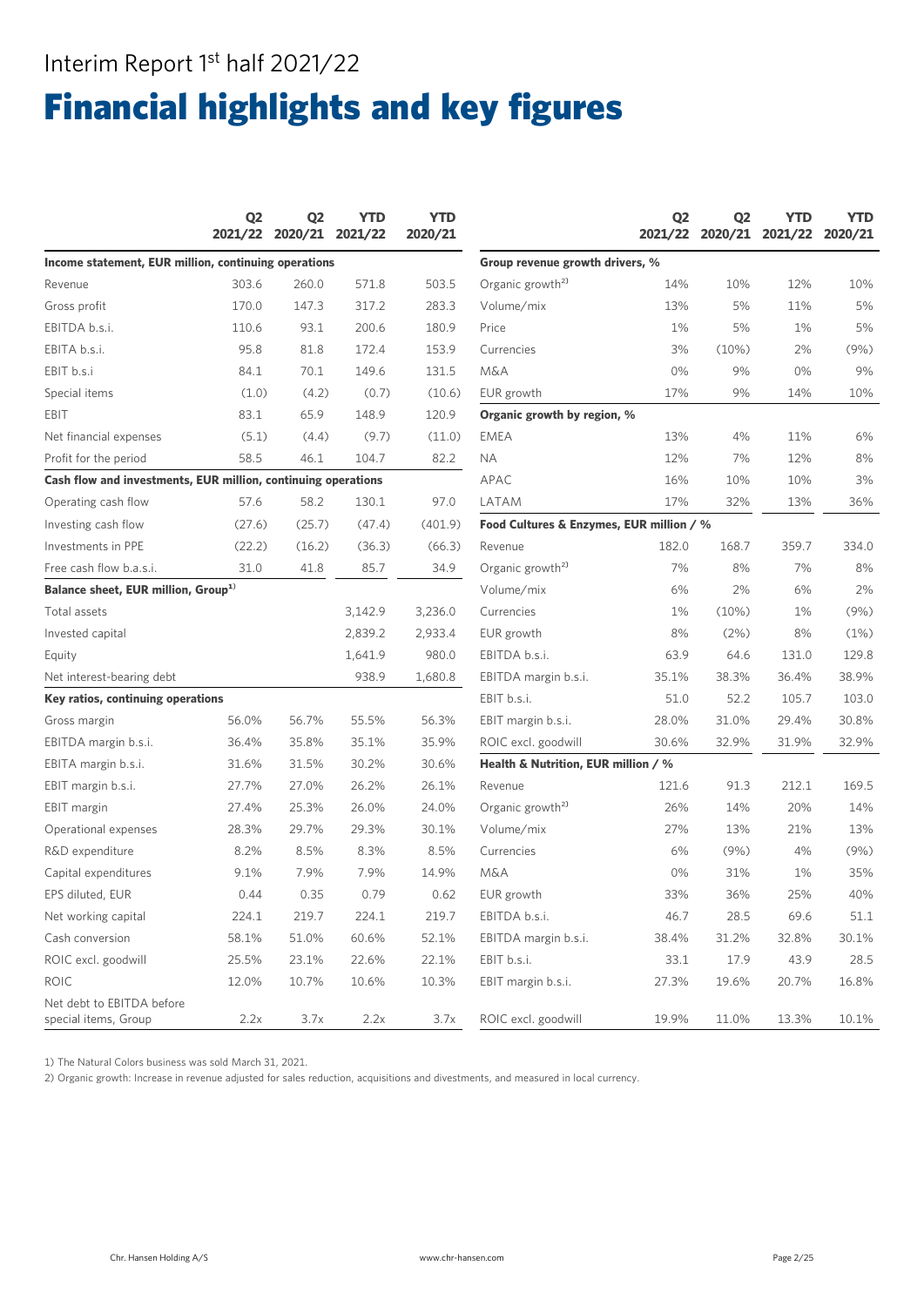# Interim Report 1st half 2021/22

# Financial highlights and key figures

| | Q2 2021/22 | Q2 2020/21 | YTD 2021/22 | YTD 2020/21 |
|---|---|---|---|---|
| **Income statement, EUR million, continuing operations** | | | | |
| Revenue | 303.6 | 260.0 | 571.8 | 503.5 |
| Gross profit | 170.0 | 147.3 | 317.2 | 283.3 |
| EBITDA b.s.i. | 110.6 | 93.1 | 200.6 | 180.9 |
| EBITA b.s.i. | 95.8 | 81.8 | 172.4 | 153.9 |
| EBIT b.s.i | 84.1 | 70.1 | 149.6 | 131.5 |
| Special items | (1.0) | (4.2) | (0.7) | (10.6) |
| EBIT | 83.1 | 65.9 | 148.9 | 120.9 |
| Net financial expenses | (5.1) | (4.4) | (9.7) | (11.0) |
| Profit for the period | 58.5 | 46.1 | 104.7 | 82.2 |
| **Cash flow and investments, EUR million, continuing operations** | | | | |
| Operating cash flow | 57.6 | 58.2 | 130.1 | 97.0 |
| Investing cash flow | (27.6) | (25.7) | (47.4) | (401.9) |
| Investments in PPE | (22.2) | (16.2) | (36.3) | (66.3) |
| Free cash flow b.a.s.i. | 31.0 | 41.8 | 85.7 | 34.9 |
| **Balance sheet, EUR million, Group[1]** | | | | |
| Total assets | | | 3,142.9 | 3,236.0 |
| Invested capital | | | 2,839.2 | 2,933.4 |
| Equity | | | 1,641.9 | 980.0 |
| Net interest-bearing debt | | | 938.9 | 1,680.8 |
| **Key ratios, continuing operations** | | | | |
| Gross margin | 56.0% | 56.7% | 55.5% | 56.3% |
| EBITDA margin b.s.i. | 36.4% | 35.8% | 35.1% | 35.9% |
| EBITA margin b.s.i. | 31.6% | 31.5% | 30.2% | 30.6% |
| EBIT margin b.s.i. | 27.7% | 27.0% | 26.2% | 26.1% |
| EBIT margin | 27.4% | 25.3% | 26.0% | 24.0% |
| Operational expenses | 28.3% | 29.7% | 29.3% | 30.1% |
| R&D expenditure | 8.2% | 8.5% | 8.3% | 8.5% |
| Capital expenditures | 9.1% | 7.9% | 7.9% | 14.9% |
| EPS diluted, EUR | 0.44 | 0.35 | 0.79 | 0.62 |
| Net working capital | 224.1 | 219.7 | 224.1 | 219.7 |
| Cash conversion | 58.1% | 51.0% | 60.6% | 52.1% |
| ROIC excl. goodwill | 25.5% | 23.1% | 22.6% | 22.1% |
| ROIC | 12.0% | 10.7% | 10.6% | 10.3% |
| Net debt to EBITDA before special items, Group | 2.2x | 3.7x | 2.2x | 3.7x |

| | Q2 2021/22 | Q2 2020/21 | YTD 2021/22 | YTD 2020/21 |
|---|---|---|---|---|
| **Group revenue growth drivers, %** | | | | |
| Organic growth[2] | 14% | 10% | 12% | 10% |
| Volume/mix | 13% | 5% | 11% | 5% |
| Price | 1% | 5% | 1% | 5% |
| Currencies | 3% | (10%) | 2% | (9%) |
| M&A | 0% | 9% | 0% | 9% |
| EUR growth | 17% | 9% | 14% | 10% |
| **Organic growth by region, %** | | | | |
| EMEA | 13% | 4% | 11% | 6% |
| NA | 12% | 7% | 12% | 8% |
| APAC | 16% | 10% | 10% | 3% |
| LATAM | 17% | 32% | 13% | 36% |
| **Food Cultures & Enzymes, EUR million / %** | | | | |
| Revenue | 182.0 | 168.7 | 359.7 | 334.0 |
| Organic growth[2] | 7% | 8% | 7% | 8% |
| Volume/mix | 6% | 2% | 6% | 2% |
| Currencies | 1% | (10%) | 1% | (9%) |
| EUR growth | 8% | (2%) | 8% | (1%) |
| EBITDA b.s.i. | 63.9 | 64.6 | 131.0 | 129.8 |
| EBITDA margin b.s.i. | 35.1% | 38.3% | 36.4% | 38.9% |
| EBIT b.s.i. | 51.0 | 52.2 | 105.7 | 103.0 |
| EBIT margin b.s.i. | 28.0% | 31.0% | 29.4% | 30.8% |
| ROIC excl. goodwill | 30.6% | 32.9% | 31.9% | 32.9% |
| **Health & Nutrition, EUR million / %** | | | | |
| Revenue | 121.6 | 91.3 | 212.1 | 169.5 |
| Organic growth[2] | 26% | 14% | 20% | 14% |
| Volume/mix | 27% | 13% | 21% | 13% |
| Currencies | 6% | (9%) | 4% | (9%) |
| M&A | 0% | 31% | 1% | 35% |
| EUR growth | 33% | 36% | 25% | 40% |
| EBITDA b.s.i. | 46.7 | 28.5 | 69.6 | 51.1 |
| EBITDA margin b.s.i. | 38.4% | 31.2% | 32.8% | 30.1% |
| EBIT b.s.i. | 33.1 | 17.9 | 43.9 | 28.5 |
| EBIT margin b.s.i. | 27.3% | 19.6% | 20.7% | 16.8% |
| ROIC excl. goodwill | 19.9% | 11.0% | 13.3% | 10.1% |

1) The Natural Colors business was sold March 31, 2021.

2) Organic growth: Increase in revenue adjusted for sales reduction, acquisitions and divestments, and measured in local currency.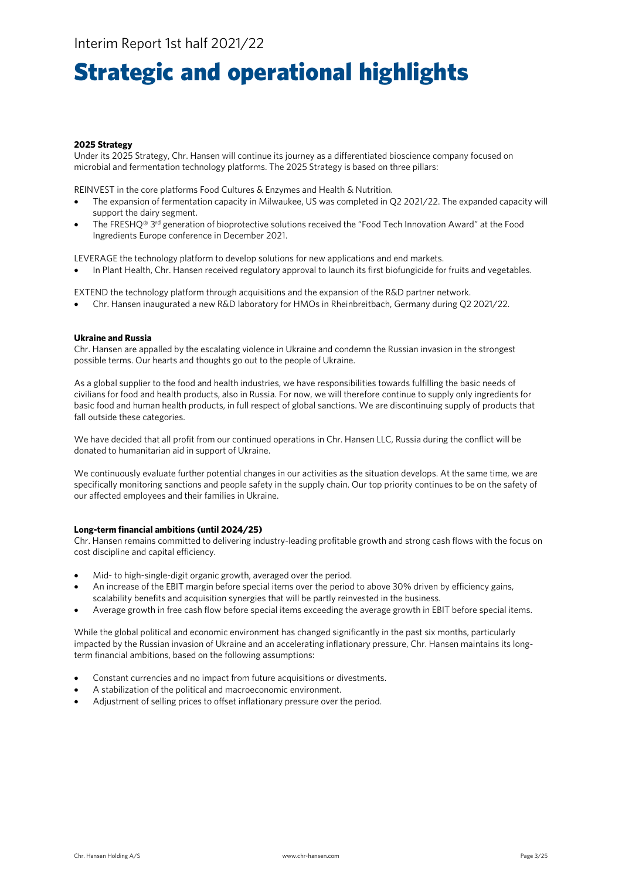# Strategic and operational highlights

**2025 Strategy**

Under its 2025 Strategy, Chr. Hansen will continue its journey as a differentiated bioscience company focused on microbial and fermentation technology platforms. The 2025 Strategy is based on three pillars:

REINVEST in the core platforms Food Cultures & Enzymes and Health & Nutrition.

- The expansion of fermentation capacity in Milwaukee, US was completed in Q2 2021/22. The expanded capacity will support the dairy segment.
- The FRESHQ® 3rd generation of bioprotective solutions received the "Food Tech Innovation Award" at the Food Ingredients Europe conference in December 2021.

LEVERAGE the technology platform to develop solutions for new applications and end markets.

- In Plant Health, Chr. Hansen received regulatory approval to launch its first biofungicide for fruits and vegetables.

EXTEND the technology platform through acquisitions and the expansion of the R&D partner network.

- Chr. Hansen inaugurated a new R&D laboratory for HMOs in Rheinbreitbach, Germany during Q2 2021/22.

**Ukraine and Russia**

Chr. Hansen are appalled by the escalating violence in Ukraine and condemn the Russian invasion in the strongest possible terms. Our hearts and thoughts go out to the people of Ukraine.

As a global supplier to the food and health industries, we have responsibilities towards fulfilling the basic needs of civilians for food and health products, also in Russia. For now, we will therefore continue to supply only ingredients for basic food and human health products, in full respect of global sanctions. We are discontinuing supply of products that fall outside these categories.

We have decided that all profit from our continued operations in Chr. Hansen LLC, Russia during the conflict will be donated to humanitarian aid in support of Ukraine.

We continuously evaluate further potential changes in our activities as the situation develops. At the same time, we are specifically monitoring sanctions and people safety in the supply chain. Our top priority continues to be on the safety of our affected employees and their families in Ukraine.

**Long-term financial ambitions (until 2024/25)**

Chr. Hansen remains committed to delivering industry-leading profitable growth and strong cash flows with the focus on cost discipline and capital efficiency.

- Mid- to high-single-digit organic growth, averaged over the period.
- An increase of the EBIT margin before special items over the period to above 30% driven by efficiency gains, scalability benefits and acquisition synergies that will be partly reinvested in the business.
- Average growth in free cash flow before special items exceeding the average growth in EBIT before special items.

While the global political and economic environment has changed significantly in the past six months, particularly impacted by the Russian invasion of Ukraine and an accelerating inflationary pressure, Chr. Hansen maintains its long-term financial ambitions, based on the following assumptions:

- Constant currencies and no impact from future acquisitions or divestments.
- A stabilization of the political and macroeconomic environment.
- Adjustment of selling prices to offset inflationary pressure over the period.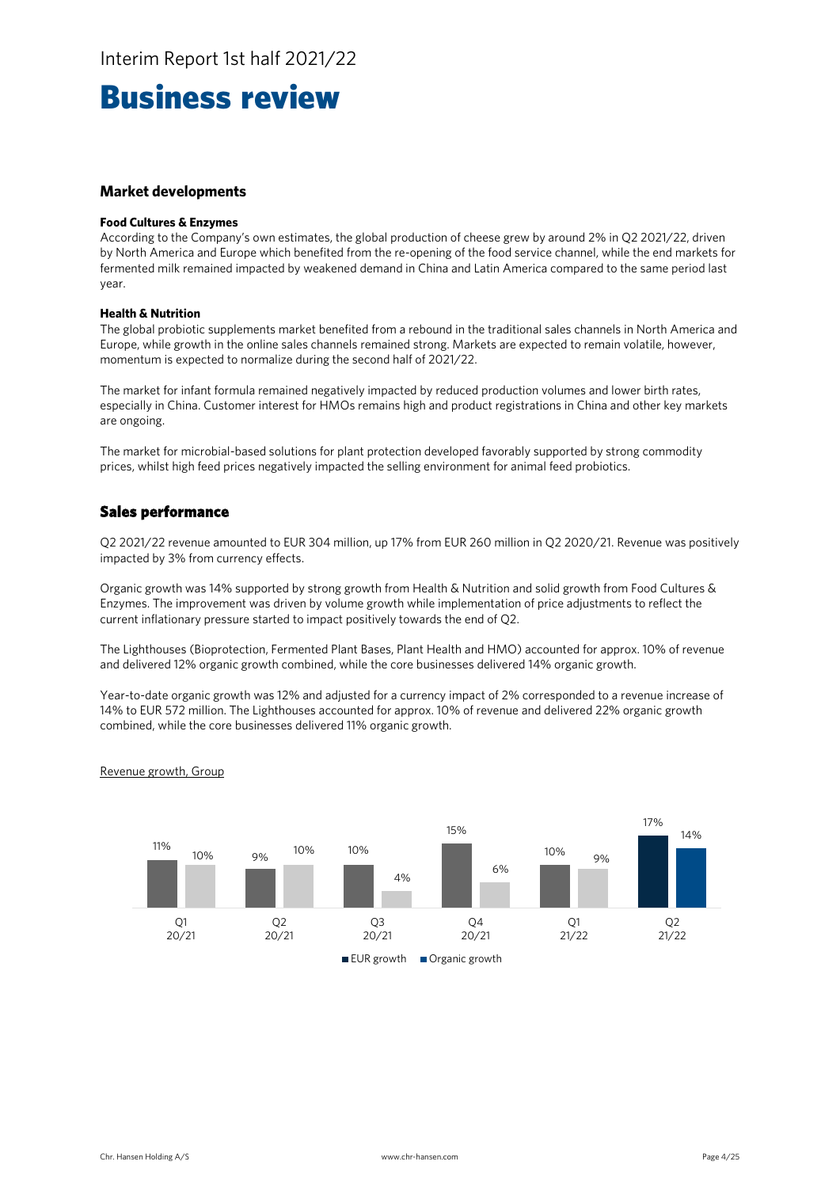# Business review

## Market developments

### Food Cultures & Enzymes

According to the Company's own estimates, the global production of cheese grew by around 2% in Q2 2021/22, driven by North America and Europe which benefited from the re-opening of the food service channel, while the end markets for fermented milk remained impacted by weakened demand in China and Latin America compared to the same period last year.

### Health & Nutrition

The global probiotic supplements market benefited from a rebound in the traditional sales channels in North America and Europe, while growth in the online sales channels remained strong. Markets are expected to remain volatile, however, momentum is expected to normalize during the second half of 2021/22.

The market for infant formula remained negatively impacted by reduced production volumes and lower birth rates, especially in China. Customer interest for HMOs remains high and product registrations in China and other key markets are ongoing.

The market for microbial-based solutions for plant protection developed favorably supported by strong commodity prices, whilst high feed prices negatively impacted the selling environment for animal feed probiotics.

## Sales performance

Q2 2021/22 revenue amounted to EUR 304 million, up 17% from EUR 260 million in Q2 2020/21. Revenue was positively impacted by 3% from currency effects.

Organic growth was 14% supported by strong growth from Health & Nutrition and solid growth from Food Cultures & Enzymes. The improvement was driven by volume growth while implementation of price adjustments to reflect the current inflationary pressure started to impact positively towards the end of Q2.

The Lighthouses (Bioprotection, Fermented Plant Bases, Plant Health and HMO) accounted for approx. 10% of revenue and delivered 12% organic growth combined, while the core businesses delivered 14% organic growth.

Year-to-date organic growth was 12% and adjusted for a currency impact of 2% corresponded to a revenue increase of 14% to EUR 572 million. The Lighthouses accounted for approx. 10% of revenue and delivered 22% organic growth combined, while the core businesses delivered 11% organic growth.

Revenue growth, Group

| | Q1 20/21 | Q2 20/21 | Q3 20/21 | Q4 20/21 | Q1 21/22 | Q2 21/22 |
|---|---|---|---|---|---|---|
| EUR growth | 11% | 9% | 10% | 15% | 10% | 17% |
| Organic growth | 10% | 10% | 4% | 6% | 9% | 14% |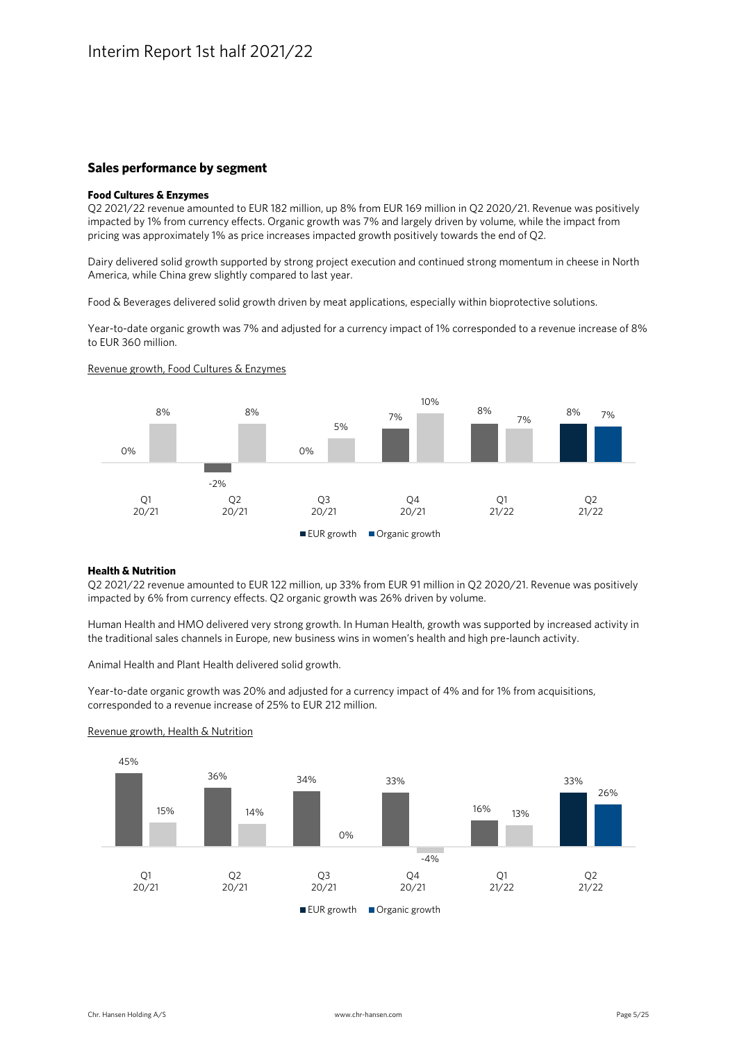## Sales performance by segment

### Food Cultures & Enzymes

Q2 2021/22 revenue amounted to EUR 182 million, up 8% from EUR 169 million in Q2 2020/21. Revenue was positively impacted by 1% from currency effects. Organic growth was 7% and largely driven by volume, while the impact from pricing was approximately 1% as price increases impacted growth positively towards the end of Q2.

Dairy delivered solid growth supported by strong project execution and continued strong momentum in cheese in North America, while China grew slightly compared to last year.

Food & Beverages delivered solid growth driven by meat applications, especially within bioprotective solutions.

Year-to-date organic growth was 7% and adjusted for a currency impact of 1% corresponded to a revenue increase of 8% to EUR 360 million.

Revenue growth, Food Cultures & Enzymes

| | Q1 20/21 | Q2 20/21 | Q3 20/21 | Q4 20/21 | Q1 21/22 | Q2 21/22 |
|---|---|---|---|---|---|---|
| EUR growth | 0% | -2% | 0% | 7% | 8% | 8% |
| Organic growth | 8% | 8% | 5% | 10% | 7% | 7% |

### Health & Nutrition

Q2 2021/22 revenue amounted to EUR 122 million, up 33% from EUR 91 million in Q2 2020/21. Revenue was positively impacted by 6% from currency effects. Q2 organic growth was 26% driven by volume.

Human Health and HMO delivered very strong growth. In Human Health, growth was supported by increased activity in the traditional sales channels in Europe, new business wins in women's health and high pre-launch activity.

Animal Health and Plant Health delivered solid growth.

Year-to-date organic growth was 20% and adjusted for a currency impact of 4% and for 1% from acquisitions, corresponded to a revenue increase of 25% to EUR 212 million.

Revenue growth, Health & Nutrition

| | Q1 20/21 | Q2 20/21 | Q3 20/21 | Q4 20/21 | Q1 21/22 | Q2 21/22 |
|---|---|---|---|---|---|---|
| EUR growth | 45% | 36% | 34% | 33% | 16% | 33% |
| Organic growth | 15% | 14% | 0% | -4% | 13% | 26% |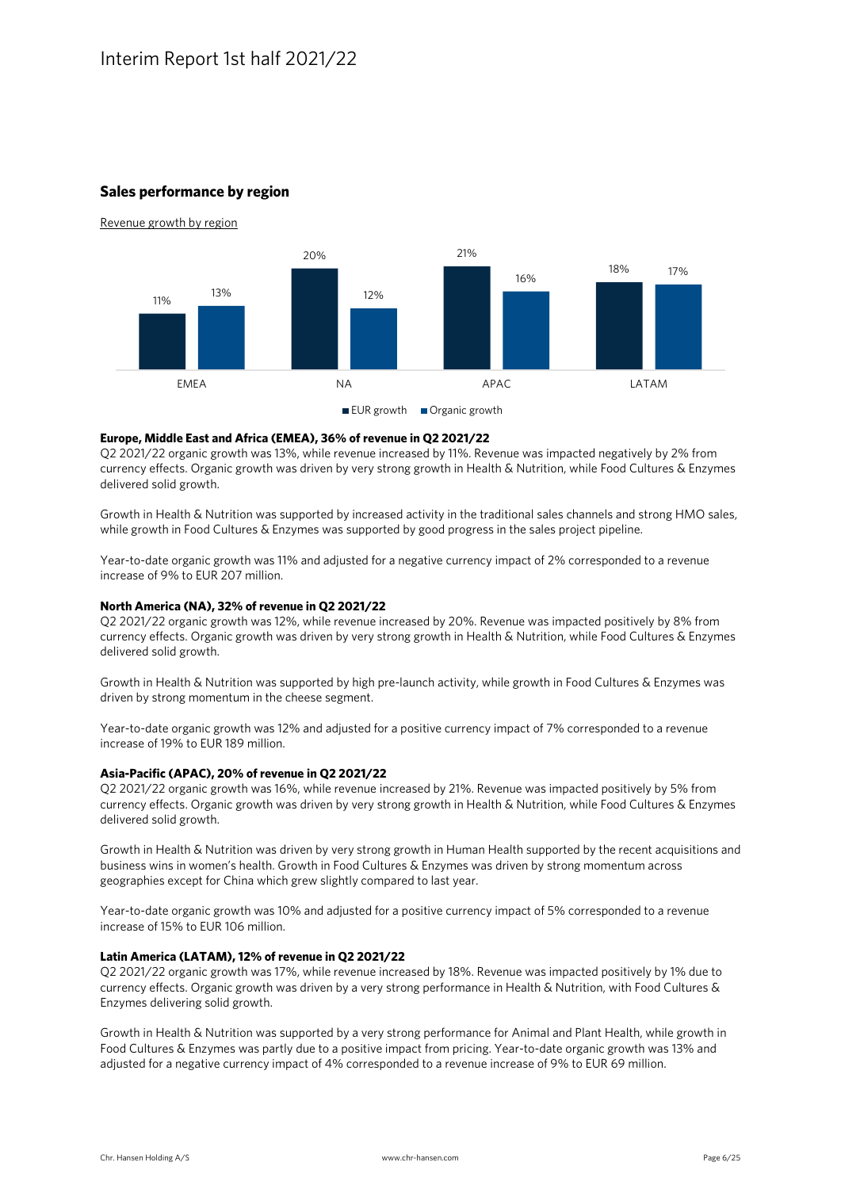## Sales performance by region

Revenue growth by region

| | EUR growth | Organic growth |
|---|---|---|
| EMEA | 11% | 13% |
| NA | 20% | 12% |
| APAC | 21% | 16% |
| LATAM | 18% | 17% |

**Europe, Middle East and Africa (EMEA), 36% of revenue in Q2 2021/22**

Q2 2021/22 organic growth was 13%, while revenue increased by 11%. Revenue was impacted negatively by 2% from currency effects. Organic growth was driven by very strong growth in Health & Nutrition, while Food Cultures & Enzymes delivered solid growth.

Growth in Health & Nutrition was supported by increased activity in the traditional sales channels and strong HMO sales, while growth in Food Cultures & Enzymes was supported by good progress in the sales project pipeline.

Year-to-date organic growth was 11% and adjusted for a negative currency impact of 2% corresponded to a revenue increase of 9% to EUR 207 million.

**North America (NA), 32% of revenue in Q2 2021/22**

Q2 2021/22 organic growth was 12%, while revenue increased by 20%. Revenue was impacted positively by 8% from currency effects. Organic growth was driven by very strong growth in Health & Nutrition, while Food Cultures & Enzymes delivered solid growth.

Growth in Health & Nutrition was supported by high pre-launch activity, while growth in Food Cultures & Enzymes was driven by strong momentum in the cheese segment.

Year-to-date organic growth was 12% and adjusted for a positive currency impact of 7% corresponded to a revenue increase of 19% to EUR 189 million.

**Asia-Pacific (APAC), 20% of revenue in Q2 2021/22**

Q2 2021/22 organic growth was 16%, while revenue increased by 21%. Revenue was impacted positively by 5% from currency effects. Organic growth was driven by very strong growth in Health & Nutrition, while Food Cultures & Enzymes delivered solid growth.

Growth in Health & Nutrition was driven by very strong growth in Human Health supported by the recent acquisitions and business wins in women's health. Growth in Food Cultures & Enzymes was driven by strong momentum across geographies except for China which grew slightly compared to last year.

Year-to-date organic growth was 10% and adjusted for a positive currency impact of 5% corresponded to a revenue increase of 15% to EUR 106 million.

**Latin America (LATAM), 12% of revenue in Q2 2021/22**

Q2 2021/22 organic growth was 17%, while revenue increased by 18%. Revenue was impacted positively by 1% due to currency effects. Organic growth was driven by a very strong performance in Health & Nutrition, with Food Cultures & Enzymes delivering solid growth.

Growth in Health & Nutrition was supported by a very strong performance for Animal and Plant Health, while growth in Food Cultures & Enzymes was partly due to a positive impact from pricing. Year-to-date organic growth was 13% and adjusted for a negative currency impact of 4% corresponded to a revenue increase of 9% to EUR 69 million.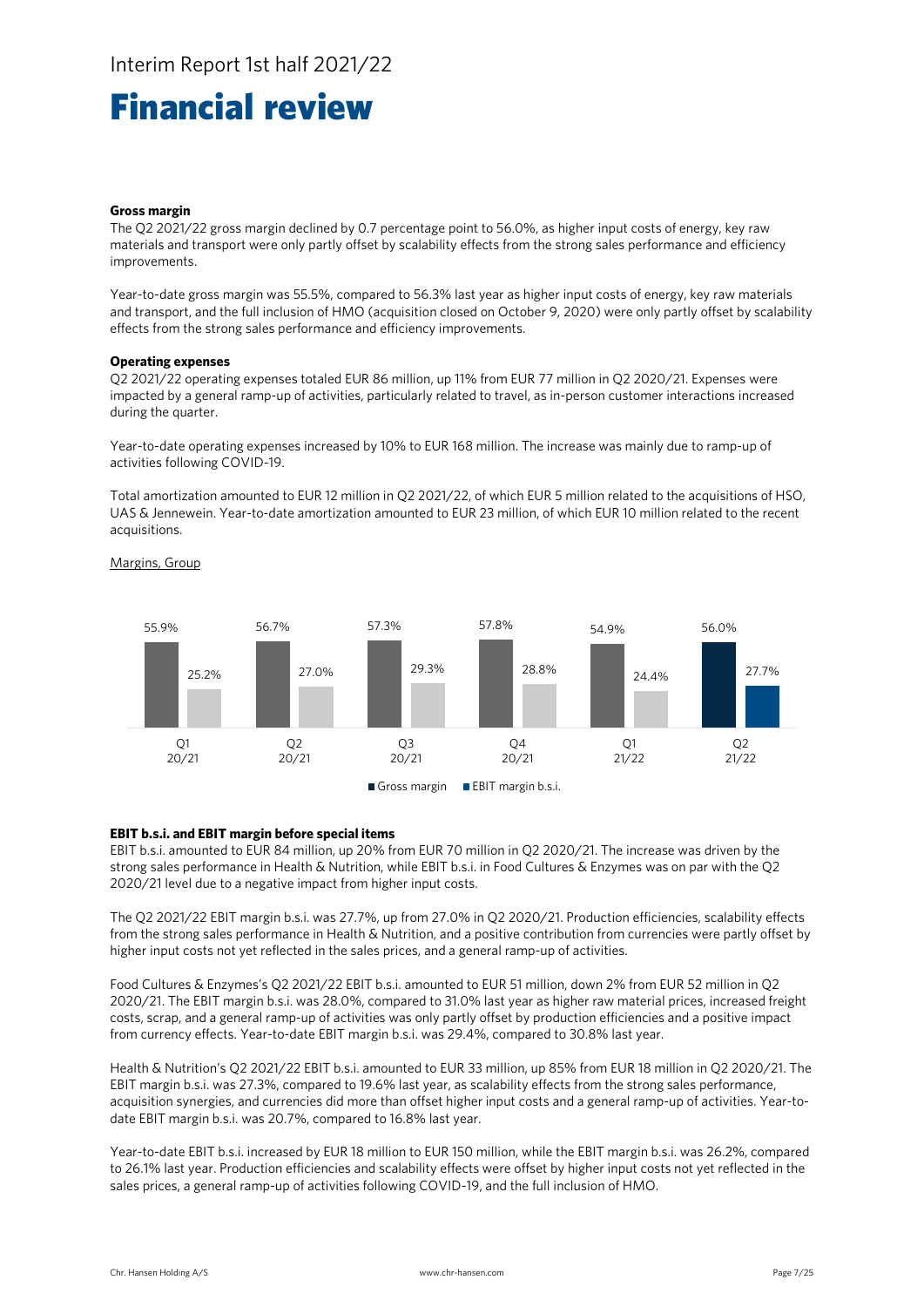# Financial review

**Gross margin**

The Q2 2021/22 gross margin declined by 0.7 percentage point to 56.0%, as higher input costs of energy, key raw materials and transport were only partly offset by scalability effects from the strong sales performance and efficiency improvements.

Year-to-date gross margin was 55.5%, compared to 56.3% last year as higher input costs of energy, key raw materials and transport, and the full inclusion of HMO (acquisition closed on October 9, 2020) were only partly offset by scalability effects from the strong sales performance and efficiency improvements.

**Operating expenses**

Q2 2021/22 operating expenses totaled EUR 86 million, up 11% from EUR 77 million in Q2 2020/21. Expenses were impacted by a general ramp-up of activities, particularly related to travel, as in-person customer interactions increased during the quarter.

Year-to-date operating expenses increased by 10% to EUR 168 million. The increase was mainly due to ramp-up of activities following COVID-19.

Total amortization amounted to EUR 12 million in Q2 2021/22, of which EUR 5 million related to the acquisitions of HSO, UAS & Jennewein. Year-to-date amortization amounted to EUR 23 million, of which EUR 10 million related to the recent acquisitions.

Margins, Group

| | Q1 20/21 | Q2 20/21 | Q3 20/21 | Q4 20/21 | Q1 21/22 | Q2 21/22 |
|---|---|---|---|---|---|---|
| Gross margin | 55.9% | 56.7% | 57.3% | 57.8% | 54.9% | 56.0% |
| EBIT margin b.s.i. | 25.2% | 27.0% | 29.3% | 28.8% | 24.4% | 27.7% |

**EBIT b.s.i. and EBIT margin before special items**

EBIT b.s.i. amounted to EUR 84 million, up 20% from EUR 70 million in Q2 2020/21. The increase was driven by the strong sales performance in Health & Nutrition, while EBIT b.s.i. in Food Cultures & Enzymes was on par with the Q2 2020/21 level due to a negative impact from higher input costs.

The Q2 2021/22 EBIT margin b.s.i. was 27.7%, up from 27.0% in Q2 2020/21. Production efficiencies, scalability effects from the strong sales performance in Health & Nutrition, and a positive contribution from currencies were partly offset by higher input costs not yet reflected in the sales prices, and a general ramp-up of activities.

Food Cultures & Enzymes's Q2 2021/22 EBIT b.s.i. amounted to EUR 51 million, down 2% from EUR 52 million in Q2 2020/21. The EBIT margin b.s.i. was 28.0%, compared to 31.0% last year as higher raw material prices, increased freight costs, scrap, and a general ramp-up of activities was only partly offset by production efficiencies and a positive impact from currency effects. Year-to-date EBIT margin b.s.i. was 29.4%, compared to 30.8% last year.

Health & Nutrition's Q2 2021/22 EBIT b.s.i. amounted to EUR 33 million, up 85% from EUR 18 million in Q2 2020/21. The EBIT margin b.s.i. was 27.3%, compared to 19.6% last year, as scalability effects from the strong sales performance, acquisition synergies, and currencies did more than offset higher input costs and a general ramp-up of activities. Year-to-date EBIT margin b.s.i. was 20.7%, compared to 16.8% last year.

Year-to-date EBIT b.s.i. increased by EUR 18 million to EUR 150 million, while the EBIT margin b.s.i. was 26.2%, compared to 26.1% last year. Production efficiencies and scalability effects were offset by higher input costs not yet reflected in the sales prices, a general ramp-up of activities following COVID-19, and the full inclusion of HMO.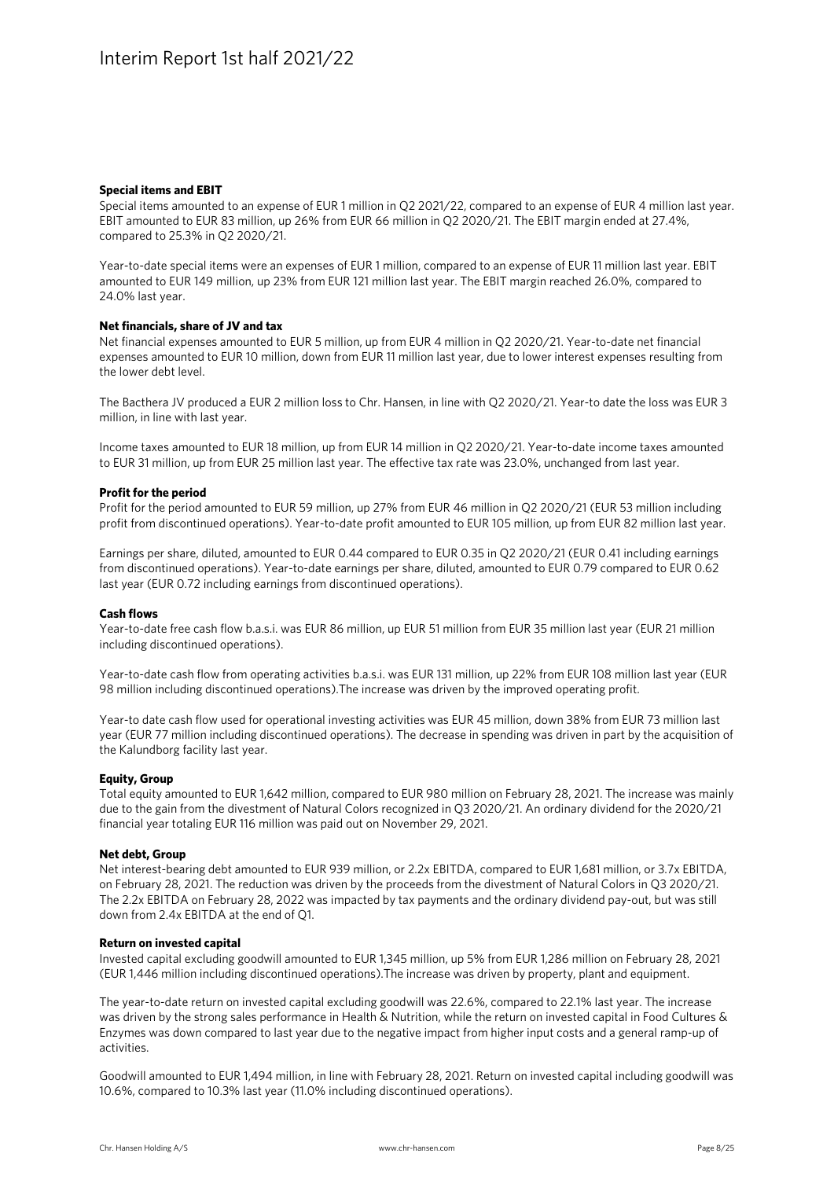#### Special items and EBIT

Special items amounted to an expense of EUR 1 million in Q2 2021/22, compared to an expense of EUR 4 million last year. EBIT amounted to EUR 83 million, up 26% from EUR 66 million in Q2 2020/21. The EBIT margin ended at 27.4%, compared to 25.3% in Q2 2020/21.

Year-to-date special items were an expenses of EUR 1 million, compared to an expense of EUR 11 million last year. EBIT amounted to EUR 149 million, up 23% from EUR 121 million last year. The EBIT margin reached 26.0%, compared to 24.0% last year.

#### Net financials, share of JV and tax

Net financial expenses amounted to EUR 5 million, up from EUR 4 million in Q2 2020/21. Year-to-date net financial expenses amounted to EUR 10 million, down from EUR 11 million last year, due to lower interest expenses resulting from the lower debt level.

The Bacthera JV produced a EUR 2 million loss to Chr. Hansen, in line with Q2 2020/21. Year-to date the loss was EUR 3 million, in line with last year.

Income taxes amounted to EUR 18 million, up from EUR 14 million in Q2 2020/21. Year-to-date income taxes amounted to EUR 31 million, up from EUR 25 million last year. The effective tax rate was 23.0%, unchanged from last year.

#### Profit for the period

Profit for the period amounted to EUR 59 million, up 27% from EUR 46 million in Q2 2020/21 (EUR 53 million including profit from discontinued operations). Year-to-date profit amounted to EUR 105 million, up from EUR 82 million last year.

Earnings per share, diluted, amounted to EUR 0.44 compared to EUR 0.35 in Q2 2020/21 (EUR 0.41 including earnings from discontinued operations). Year-to-date earnings per share, diluted, amounted to EUR 0.79 compared to EUR 0.62 last year (EUR 0.72 including earnings from discontinued operations).

#### Cash flows

Year-to-date free cash flow b.a.s.i. was EUR 86 million, up EUR 51 million from EUR 35 million last year (EUR 21 million including discontinued operations).

Year-to-date cash flow from operating activities b.a.s.i. was EUR 131 million, up 22% from EUR 108 million last year (EUR 98 million including discontinued operations).The increase was driven by the improved operating profit.

Year-to date cash flow used for operational investing activities was EUR 45 million, down 38% from EUR 73 million last year (EUR 77 million including discontinued operations). The decrease in spending was driven in part by the acquisition of the Kalundborg facility last year.

#### Equity, Group

Total equity amounted to EUR 1,642 million, compared to EUR 980 million on February 28, 2021. The increase was mainly due to the gain from the divestment of Natural Colors recognized in Q3 2020/21. An ordinary dividend for the 2020/21 financial year totaling EUR 116 million was paid out on November 29, 2021.

#### Net debt, Group

Net interest-bearing debt amounted to EUR 939 million, or 2.2x EBITDA, compared to EUR 1,681 million, or 3.7x EBITDA, on February 28, 2021. The reduction was driven by the proceeds from the divestment of Natural Colors in Q3 2020/21. The 2.2x EBITDA on February 28, 2022 was impacted by tax payments and the ordinary dividend pay-out, but was still down from 2.4x EBITDA at the end of Q1.

#### Return on invested capital

Invested capital excluding goodwill amounted to EUR 1,345 million, up 5% from EUR 1,286 million on February 28, 2021 (EUR 1,446 million including discontinued operations).The increase was driven by property, plant and equipment.

The year-to-date return on invested capital excluding goodwill was 22.6%, compared to 22.1% last year. The increase was driven by the strong sales performance in Health & Nutrition, while the return on invested capital in Food Cultures & Enzymes was down compared to last year due to the negative impact from higher input costs and a general ramp-up of activities.

Goodwill amounted to EUR 1,494 million, in line with February 28, 2021. Return on invested capital including goodwill was 10.6%, compared to 10.3% last year (11.0% including discontinued operations).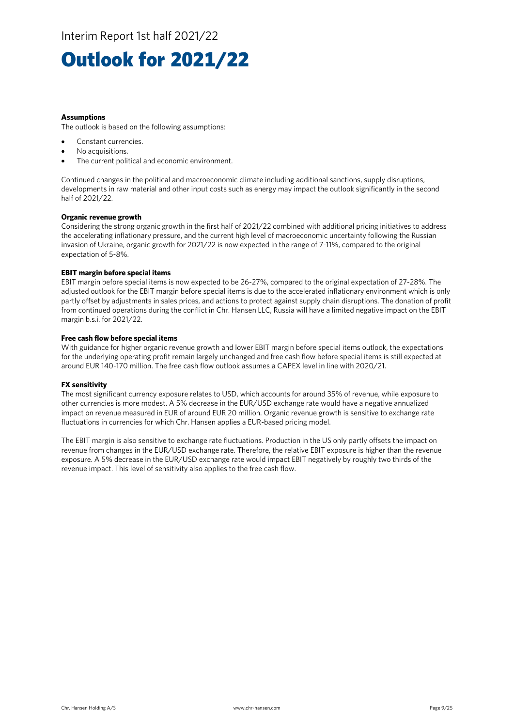# Outlook for 2021/22

**Assumptions**

The outlook is based on the following assumptions:

- Constant currencies.
- No acquisitions.
- The current political and economic environment.

Continued changes in the political and macroeconomic climate including additional sanctions, supply disruptions, developments in raw material and other input costs such as energy may impact the outlook significantly in the second half of 2021/22.

**Organic revenue growth**

Considering the strong organic growth in the first half of 2021/22 combined with additional pricing initiatives to address the accelerating inflationary pressure, and the current high level of macroeconomic uncertainty following the Russian invasion of Ukraine, organic growth for 2021/22 is now expected in the range of 7-11%, compared to the original expectation of 5-8%.

**EBIT margin before special items**

EBIT margin before special items is now expected to be 26-27%, compared to the original expectation of 27-28%. The adjusted outlook for the EBIT margin before special items is due to the accelerated inflationary environment which is only partly offset by adjustments in sales prices, and actions to protect against supply chain disruptions. The donation of profit from continued operations during the conflict in Chr. Hansen LLC, Russia will have a limited negative impact on the EBIT margin b.s.i. for 2021/22.

**Free cash flow before special items**

With guidance for higher organic revenue growth and lower EBIT margin before special items outlook, the expectations for the underlying operating profit remain largely unchanged and free cash flow before special items is still expected at around EUR 140-170 million. The free cash flow outlook assumes a CAPEX level in line with 2020/21.

**FX sensitivity**

The most significant currency exposure relates to USD, which accounts for around 35% of revenue, while exposure to other currencies is more modest. A 5% decrease in the EUR/USD exchange rate would have a negative annualized impact on revenue measured in EUR of around EUR 20 million. Organic revenue growth is sensitive to exchange rate fluctuations in currencies for which Chr. Hansen applies a EUR-based pricing model.

The EBIT margin is also sensitive to exchange rate fluctuations. Production in the US only partly offsets the impact on revenue from changes in the EUR/USD exchange rate. Therefore, the relative EBIT exposure is higher than the revenue exposure. A 5% decrease in the EUR/USD exchange rate would impact EBIT negatively by roughly two thirds of the revenue impact. This level of sensitivity also applies to the free cash flow.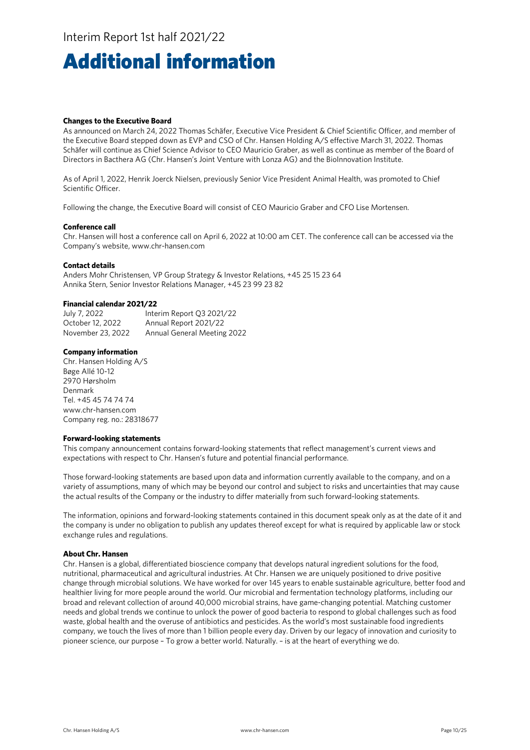# Additional information

**Changes to the Executive Board**

As announced on March 24, 2022 Thomas Schäfer, Executive Vice President & Chief Scientific Officer, and member of the Executive Board stepped down as EVP and CSO of Chr. Hansen Holding A/S effective March 31, 2022. Thomas Schäfer will continue as Chief Science Advisor to CEO Mauricio Graber, as well as continue as member of the Board of Directors in Bacthera AG (Chr. Hansen's Joint Venture with Lonza AG) and the BioInnovation Institute.

As of April 1, 2022, Henrik Joerck Nielsen, previously Senior Vice President Animal Health, was promoted to Chief Scientific Officer.

Following the change, the Executive Board will consist of CEO Mauricio Graber and CFO Lise Mortensen.

**Conference call**

Chr. Hansen will host a conference call on April 6, 2022 at 10:00 am CET. The conference call can be accessed via the Company's website, www.chr-hansen.com

**Contact details**

Anders Mohr Christensen, VP Group Strategy & Investor Relations, +45 25 15 23 64
Annika Stern, Senior Investor Relations Manager, +45 23 99 23 82

**Financial calendar 2021/22**

| | |
|---|---|
| July 7, 2022 | Interim Report Q3 2021/22 |
| October 12, 2022 | Annual Report 2021/22 |
| November 23, 2022 | Annual General Meeting 2022 |

**Company information**

Chr. Hansen Holding A/S
Bøge Allé 10-12
2970 Hørsholm
Denmark
Tel. +45 45 74 74 74
www.chr-hansen.com
Company reg. no.: 28318677

**Forward-looking statements**

This company announcement contains forward-looking statements that reflect management's current views and expectations with respect to Chr. Hansen's future and potential financial performance.

Those forward-looking statements are based upon data and information currently available to the company, and on a variety of assumptions, many of which may be beyond our control and subject to risks and uncertainties that may cause the actual results of the Company or the industry to differ materially from such forward-looking statements.

The information, opinions and forward-looking statements contained in this document speak only as at the date of it and the company is under no obligation to publish any updates thereof except for what is required by applicable law or stock exchange rules and regulations.

**About Chr. Hansen**

Chr. Hansen is a global, differentiated bioscience company that develops natural ingredient solutions for the food, nutritional, pharmaceutical and agricultural industries. At Chr. Hansen we are uniquely positioned to drive positive change through microbial solutions. We have worked for over 145 years to enable sustainable agriculture, better food and healthier living for more people around the world. Our microbial and fermentation technology platforms, including our broad and relevant collection of around 40,000 microbial strains, have game-changing potential. Matching customer needs and global trends we continue to unlock the power of good bacteria to respond to global challenges such as food waste, global health and the overuse of antibiotics and pesticides. As the world's most sustainable food ingredients company, we touch the lives of more than 1 billion people every day. Driven by our legacy of innovation and curiosity to pioneer science, our purpose – To grow a better world. Naturally. – is at the heart of everything we do.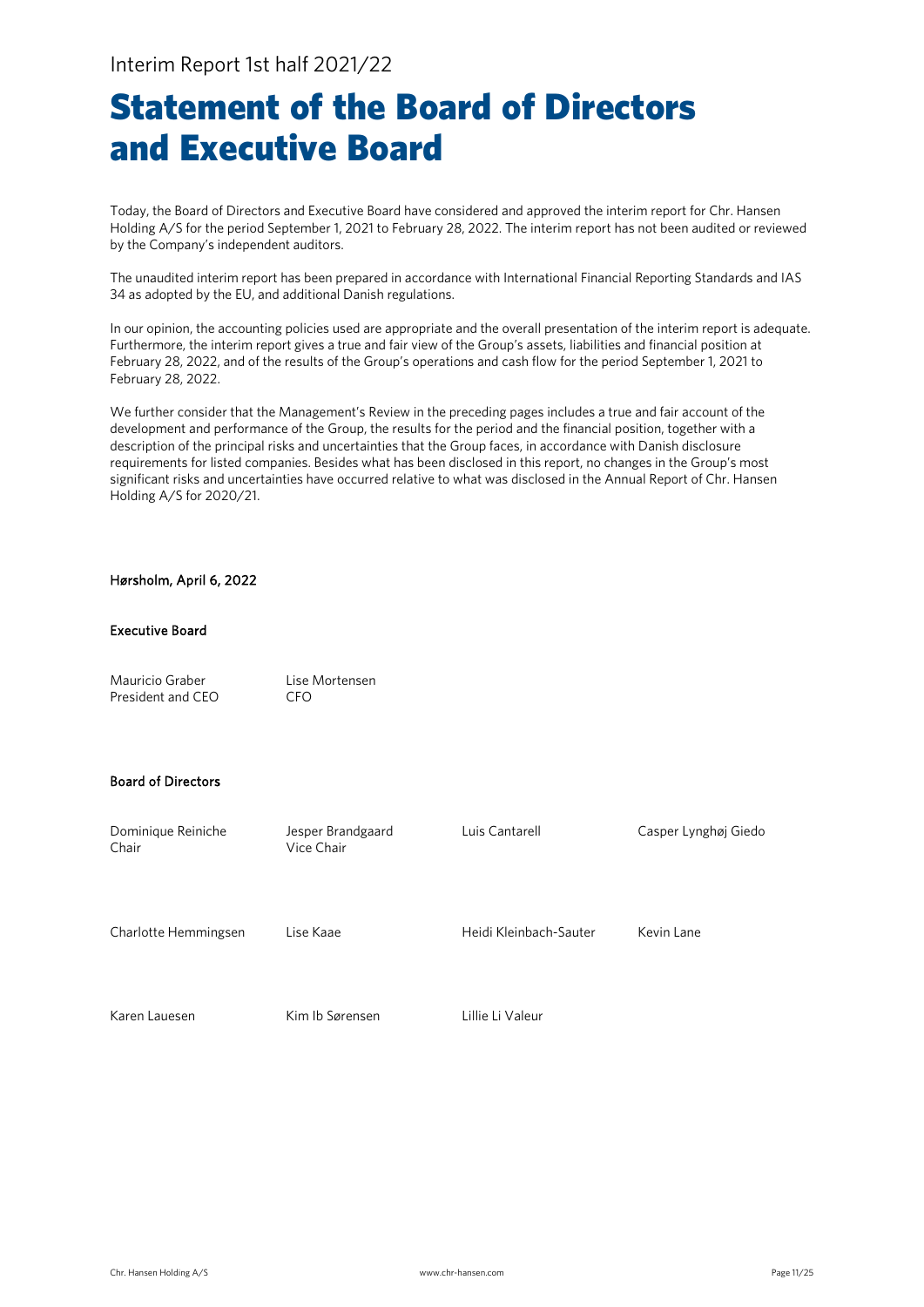# Statement of the Board of Directors and Executive Board

Today, the Board of Directors and Executive Board have considered and approved the interim report for Chr. Hansen Holding A/S for the period September 1, 2021 to February 28, 2022. The interim report has not been audited or reviewed by the Company's independent auditors.

The unaudited interim report has been prepared in accordance with International Financial Reporting Standards and IAS 34 as adopted by the EU, and additional Danish regulations.

In our opinion, the accounting policies used are appropriate and the overall presentation of the interim report is adequate. Furthermore, the interim report gives a true and fair view of the Group's assets, liabilities and financial position at February 28, 2022, and of the results of the Group's operations and cash flow for the period September 1, 2021 to February 28, 2022.

We further consider that the Management's Review in the preceding pages includes a true and fair account of the development and performance of the Group, the results for the period and the financial position, together with a description of the principal risks and uncertainties that the Group faces, in accordance with Danish disclosure requirements for listed companies. Besides what has been disclosed in this report, no changes in the Group's most significant risks and uncertainties have occurred relative to what was disclosed in the Annual Report of Chr. Hansen Holding A/S for 2020/21.

**Hørsholm, April 6, 2022**

**Executive Board**

Mauricio Graber
President and CEO

Lise Mortensen
CFO

**Board of Directors**

Dominique Reiniche
Chair

Jesper Brandgaard
Vice Chair

Luis Cantarell

Casper Lynghøj Giedo

Charlotte Hemmingsen

Lise Kaae

Heidi Kleinbach-Sauter

Kevin Lane

Karen Lauesen

Kim Ib Sørensen

Lillie Li Valeur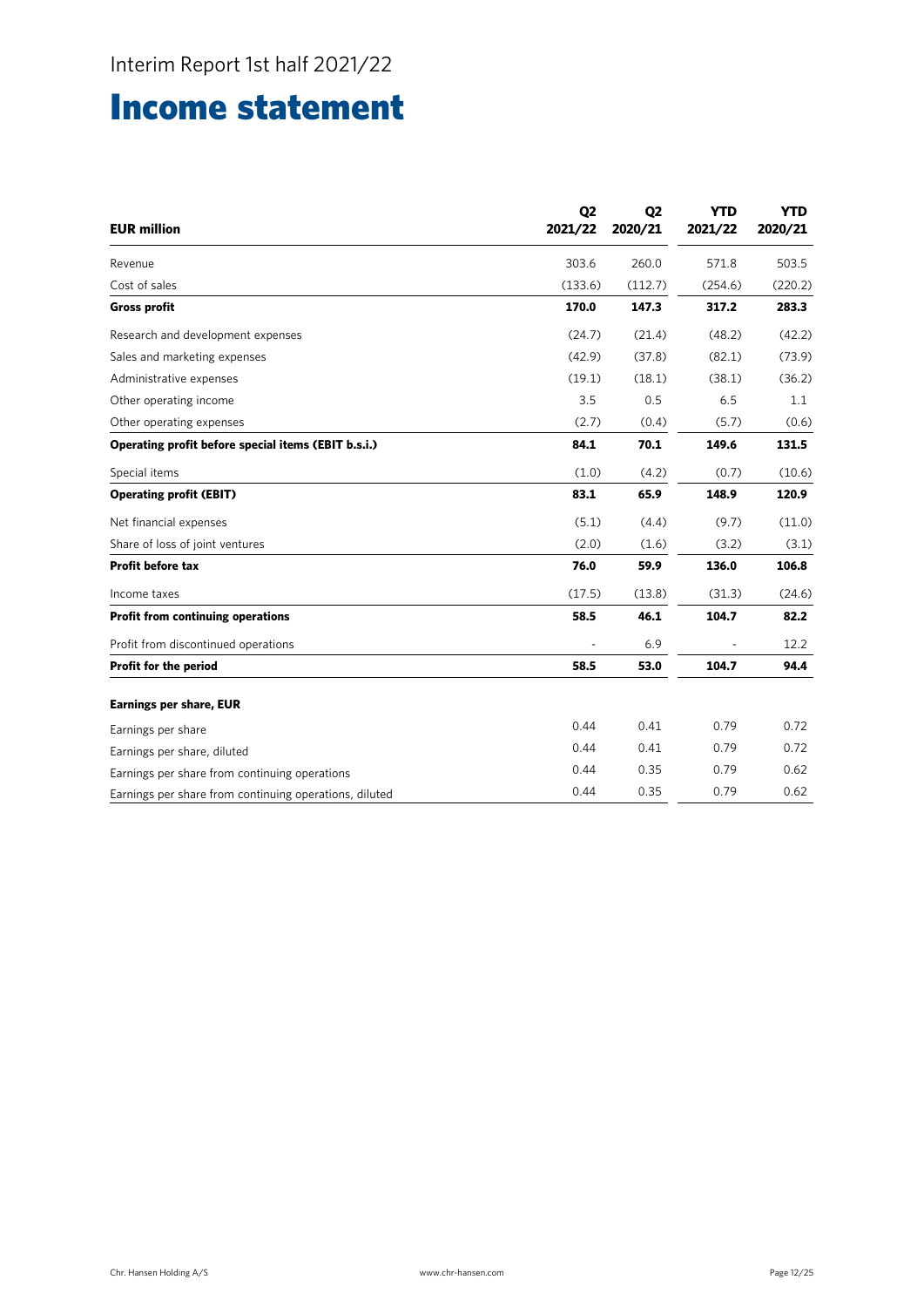Interim Report 1st half 2021/22

# Income statement

| EUR million | Q2 2021/22 | Q2 2020/21 | YTD 2021/22 | YTD 2020/21 |
|---|---|---|---|---|
| Revenue | 303.6 | 260.0 | 571.8 | 503.5 |
| Cost of sales | (133.6) | (112.7) | (254.6) | (220.2) |
| **Gross profit** | **170.0** | **147.3** | **317.2** | **283.3** |
| Research and development expenses | (24.7) | (21.4) | (48.2) | (42.2) |
| Sales and marketing expenses | (42.9) | (37.8) | (82.1) | (73.9) |
| Administrative expenses | (19.1) | (18.1) | (38.1) | (36.2) |
| Other operating income | 3.5 | 0.5 | 6.5 | 1.1 |
| Other operating expenses | (2.7) | (0.4) | (5.7) | (0.6) |
| **Operating profit before special items (EBIT b.s.i.)** | **84.1** | **70.1** | **149.6** | **131.5** |
| Special items | (1.0) | (4.2) | (0.7) | (10.6) |
| **Operating profit (EBIT)** | **83.1** | **65.9** | **148.9** | **120.9** |
| Net financial expenses | (5.1) | (4.4) | (9.7) | (11.0) |
| Share of loss of joint ventures | (2.0) | (1.6) | (3.2) | (3.1) |
| **Profit before tax** | **76.0** | **59.9** | **136.0** | **106.8** |
| Income taxes | (17.5) | (13.8) | (31.3) | (24.6) |
| **Profit from continuing operations** | **58.5** | **46.1** | **104.7** | **82.2** |
| Profit from discontinued operations | - | 6.9 | - | 12.2 |
| **Profit for the period** | **58.5** | **53.0** | **104.7** | **94.4** |
| **Earnings per share, EUR** | | | | |
| Earnings per share | 0.44 | 0.41 | 0.79 | 0.72 |
| Earnings per share, diluted | 0.44 | 0.41 | 0.79 | 0.72 |
| Earnings per share from continuing operations | 0.44 | 0.35 | 0.79 | 0.62 |
| Earnings per share from continuing operations, diluted | 0.44 | 0.35 | 0.79 | 0.62 |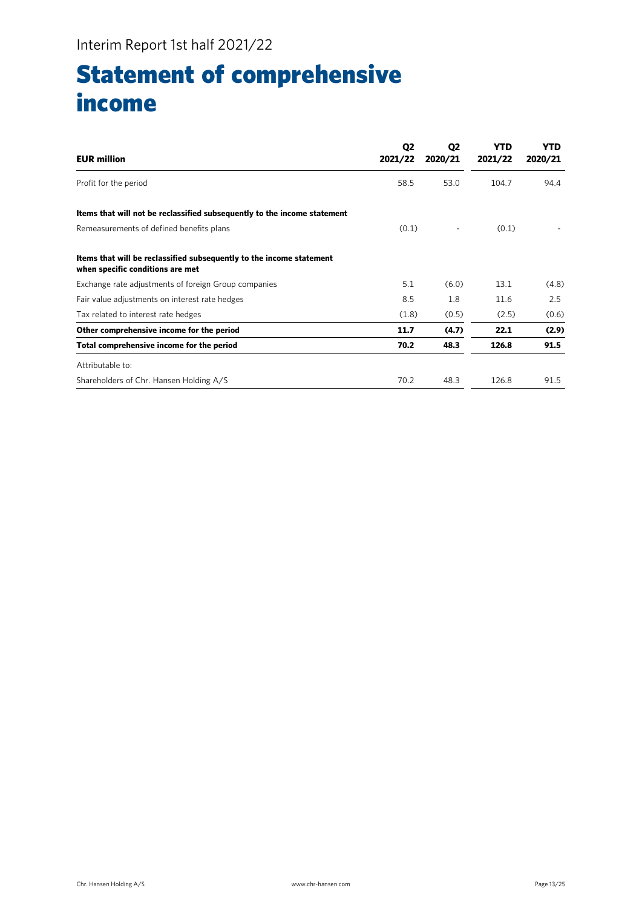# Statement of comprehensive income

| EUR million | Q2 2021/22 | Q2 2020/21 | YTD 2021/22 | YTD 2020/21 |
|---|---|---|---|---|
| Profit for the period | 58.5 | 53.0 | 104.7 | 94.4 |
| **Items that will not be reclassified subsequently to the income statement** | | | | |
| Remeasurements of defined benefits plans | (0.1) | - | (0.1) | - |
| **Items that will be reclassified subsequently to the income statement when specific conditions are met** | | | | |
| Exchange rate adjustments of foreign Group companies | 5.1 | (6.0) | 13.1 | (4.8) |
| Fair value adjustments on interest rate hedges | 8.5 | 1.8 | 11.6 | 2.5 |
| Tax related to interest rate hedges | (1.8) | (0.5) | (2.5) | (0.6) |
| **Other comprehensive income for the period** | **11.7** | **(4.7)** | **22.1** | **(2.9)** |
| **Total comprehensive income for the period** | **70.2** | **48.3** | **126.8** | **91.5** |
| Attributable to: | | | | |
| Shareholders of Chr. Hansen Holding A/S | 70.2 | 48.3 | 126.8 | 91.5 |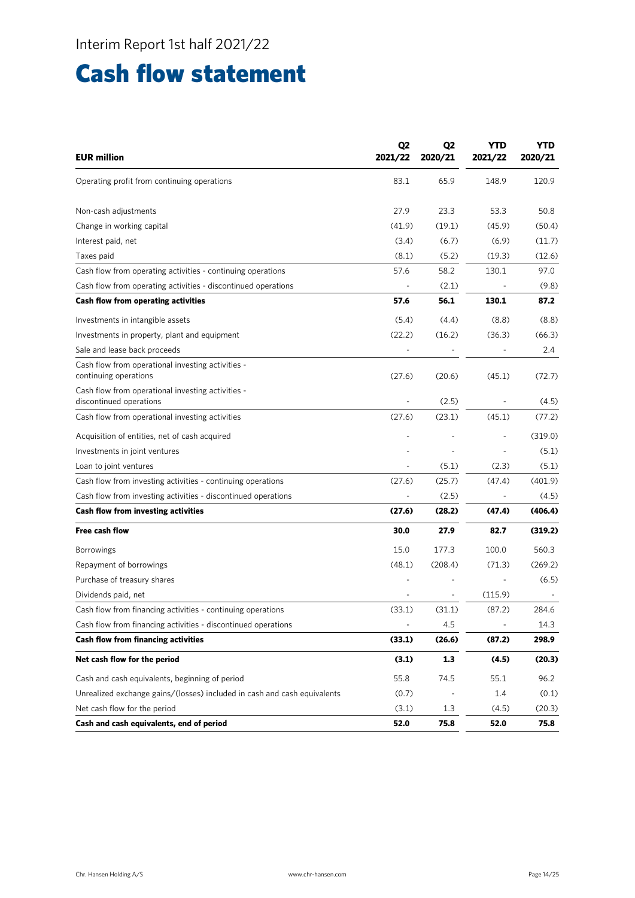Interim Report 1st half 2021/22

# Cash flow statement

| EUR million | Q2 2021/22 | Q2 2020/21 | YTD 2021/22 | YTD 2020/21 |
|---|---|---|---|---|
| Operating profit from continuing operations | 83.1 | 65.9 | 148.9 | 120.9 |
| Non-cash adjustments | 27.9 | 23.3 | 53.3 | 50.8 |
| Change in working capital | (41.9) | (19.1) | (45.9) | (50.4) |
| Interest paid, net | (3.4) | (6.7) | (6.9) | (11.7) |
| Taxes paid | (8.1) | (5.2) | (19.3) | (12.6) |
| Cash flow from operating activities - continuing operations | 57.6 | 58.2 | 130.1 | 97.0 |
| Cash flow from operating activities - discontinued operations | - | (2.1) | - | (9.8) |
| **Cash flow from operating activities** | **57.6** | **56.1** | **130.1** | **87.2** |
| Investments in intangible assets | (5.4) | (4.4) | (8.8) | (8.8) |
| Investments in property, plant and equipment | (22.2) | (16.2) | (36.3) | (66.3) |
| Sale and lease back proceeds | - | - | - | 2.4 |
| Cash flow from operational investing activities - continuing operations | (27.6) | (20.6) | (45.1) | (72.7) |
| Cash flow from operational investing activities - discontinued operations | - | (2.5) | - | (4.5) |
| Cash flow from operational investing activities | (27.6) | (23.1) | (45.1) | (77.2) |
| Acquisition of entities, net of cash acquired | - | - | - | (319.0) |
| Investments in joint ventures | - | - | - | (5.1) |
| Loan to joint ventures | - | (5.1) | (2.3) | (5.1) |
| Cash flow from investing activities - continuing operations | (27.6) | (25.7) | (47.4) | (401.9) |
| Cash flow from investing activities - discontinued operations | - | (2.5) | - | (4.5) |
| **Cash flow from investing activities** | **(27.6)** | **(28.2)** | **(47.4)** | **(406.4)** |
| **Free cash flow** | **30.0** | **27.9** | **82.7** | **(319.2)** |
| Borrowings | 15.0 | 177.3 | 100.0 | 560.3 |
| Repayment of borrowings | (48.1) | (208.4) | (71.3) | (269.2) |
| Purchase of treasury shares | - | - | - | (6.5) |
| Dividends paid, net | - | - | (115.9) | - |
| Cash flow from financing activities - continuing operations | (33.1) | (31.1) | (87.2) | 284.6 |
| Cash flow from financing activities - discontinued operations | - | 4.5 | - | 14.3 |
| **Cash flow from financing activities** | **(33.1)** | **(26.6)** | **(87.2)** | **298.9** |
| **Net cash flow for the period** | **(3.1)** | **1.3** | **(4.5)** | **(20.3)** |
| Cash and cash equivalents, beginning of period | 55.8 | 74.5 | 55.1 | 96.2 |
| Unrealized exchange gains/(losses) included in cash and cash equivalents | (0.7) | - | 1.4 | (0.1) |
| Net cash flow for the period | (3.1) | 1.3 | (4.5) | (20.3) |
| **Cash and cash equivalents, end of period** | **52.0** | **75.8** | **52.0** | **75.8** |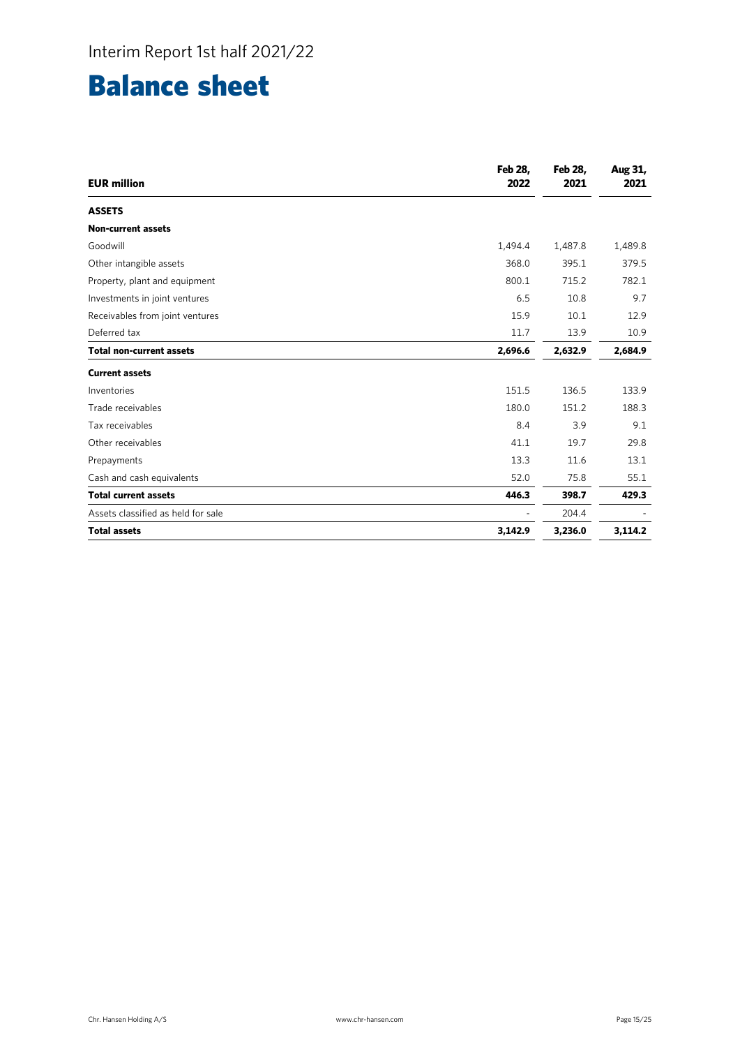# Balance sheet

| EUR million | Feb 28, 2022 | Feb 28, 2021 | Aug 31, 2021 |
|---|---|---|---|
| **ASSETS** | | | |
| **Non-current assets** | | | |
| Goodwill | 1,494.4 | 1,487.8 | 1,489.8 |
| Other intangible assets | 368.0 | 395.1 | 379.5 |
| Property, plant and equipment | 800.1 | 715.2 | 782.1 |
| Investments in joint ventures | 6.5 | 10.8 | 9.7 |
| Receivables from joint ventures | 15.9 | 10.1 | 12.9 |
| Deferred tax | 11.7 | 13.9 | 10.9 |
| **Total non-current assets** | **2,696.6** | **2,632.9** | **2,684.9** |
| **Current assets** | | | |
| Inventories | 151.5 | 136.5 | 133.9 |
| Trade receivables | 180.0 | 151.2 | 188.3 |
| Tax receivables | 8.4 | 3.9 | 9.1 |
| Other receivables | 41.1 | 19.7 | 29.8 |
| Prepayments | 13.3 | 11.6 | 13.1 |
| Cash and cash equivalents | 52.0 | 75.8 | 55.1 |
| **Total current assets** | **446.3** | **398.7** | **429.3** |
| Assets classified as held for sale | - | 204.4 | - |
| **Total assets** | **3,142.9** | **3,236.0** | **3,114.2** |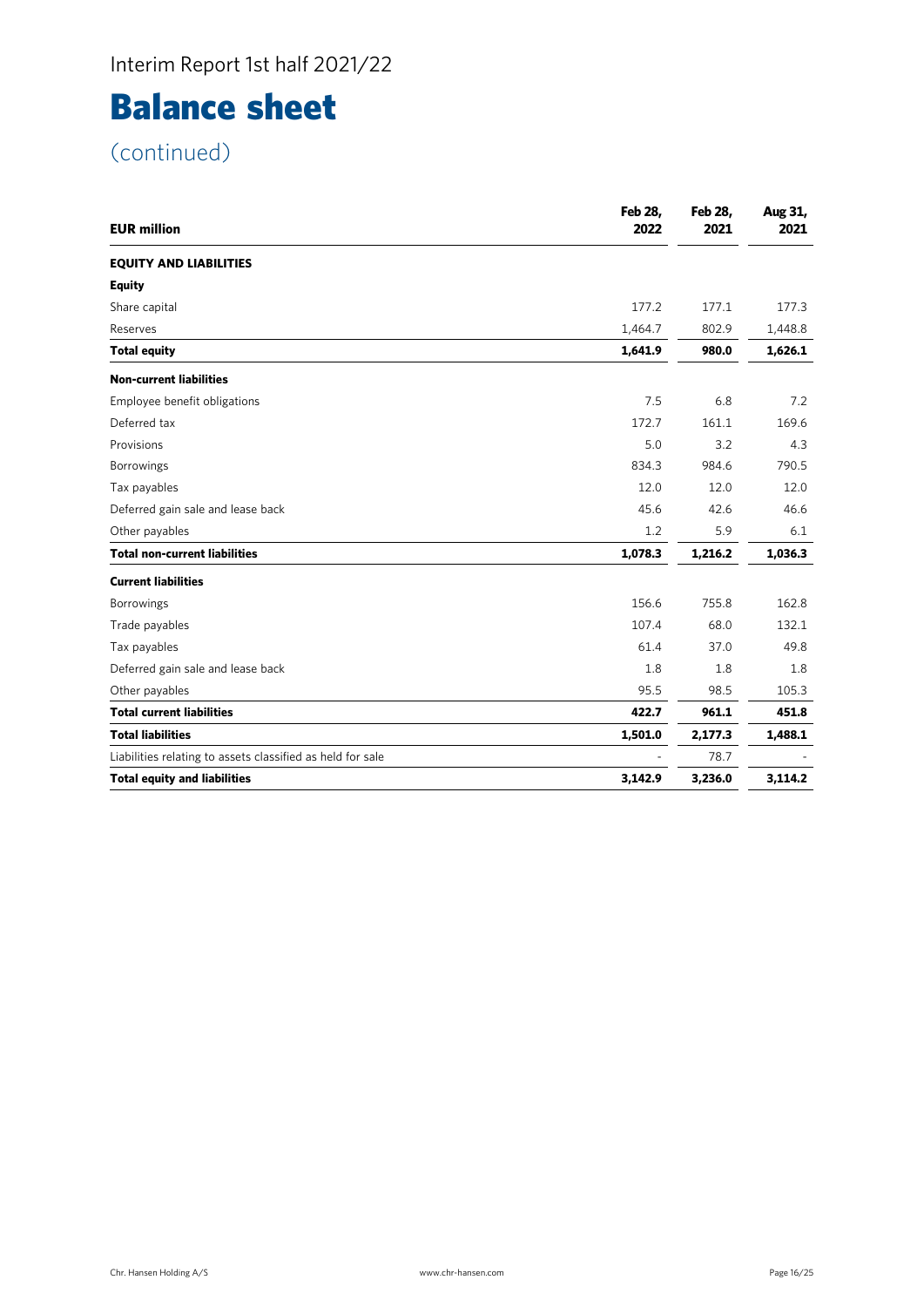Interim Report 1st half 2021/22

# Balance sheet

(continued)

| EUR million | Feb 28, 2022 | Feb 28, 2021 | Aug 31, 2021 |
|---|---|---|---|
| **EQUITY AND LIABILITIES** | | | |
| **Equity** | | | |
| Share capital | 177.2 | 177.1 | 177.3 |
| Reserves | 1,464.7 | 802.9 | 1,448.8 |
| **Total equity** | **1,641.9** | **980.0** | **1,626.1** |
| **Non-current liabilities** | | | |
| Employee benefit obligations | 7.5 | 6.8 | 7.2 |
| Deferred tax | 172.7 | 161.1 | 169.6 |
| Provisions | 5.0 | 3.2 | 4.3 |
| Borrowings | 834.3 | 984.6 | 790.5 |
| Tax payables | 12.0 | 12.0 | 12.0 |
| Deferred gain sale and lease back | 45.6 | 42.6 | 46.6 |
| Other payables | 1.2 | 5.9 | 6.1 |
| **Total non-current liabilities** | **1,078.3** | **1,216.2** | **1,036.3** |
| **Current liabilities** | | | |
| Borrowings | 156.6 | 755.8 | 162.8 |
| Trade payables | 107.4 | 68.0 | 132.1 |
| Tax payables | 61.4 | 37.0 | 49.8 |
| Deferred gain sale and lease back | 1.8 | 1.8 | 1.8 |
| Other payables | 95.5 | 98.5 | 105.3 |
| **Total current liabilities** | **422.7** | **961.1** | **451.8** |
| **Total liabilities** | **1,501.0** | **2,177.3** | **1,488.1** |
| Liabilities relating to assets classified as held for sale | - | 78.7 | - |
| **Total equity and liabilities** | **3,142.9** | **3,236.0** | **3,114.2** |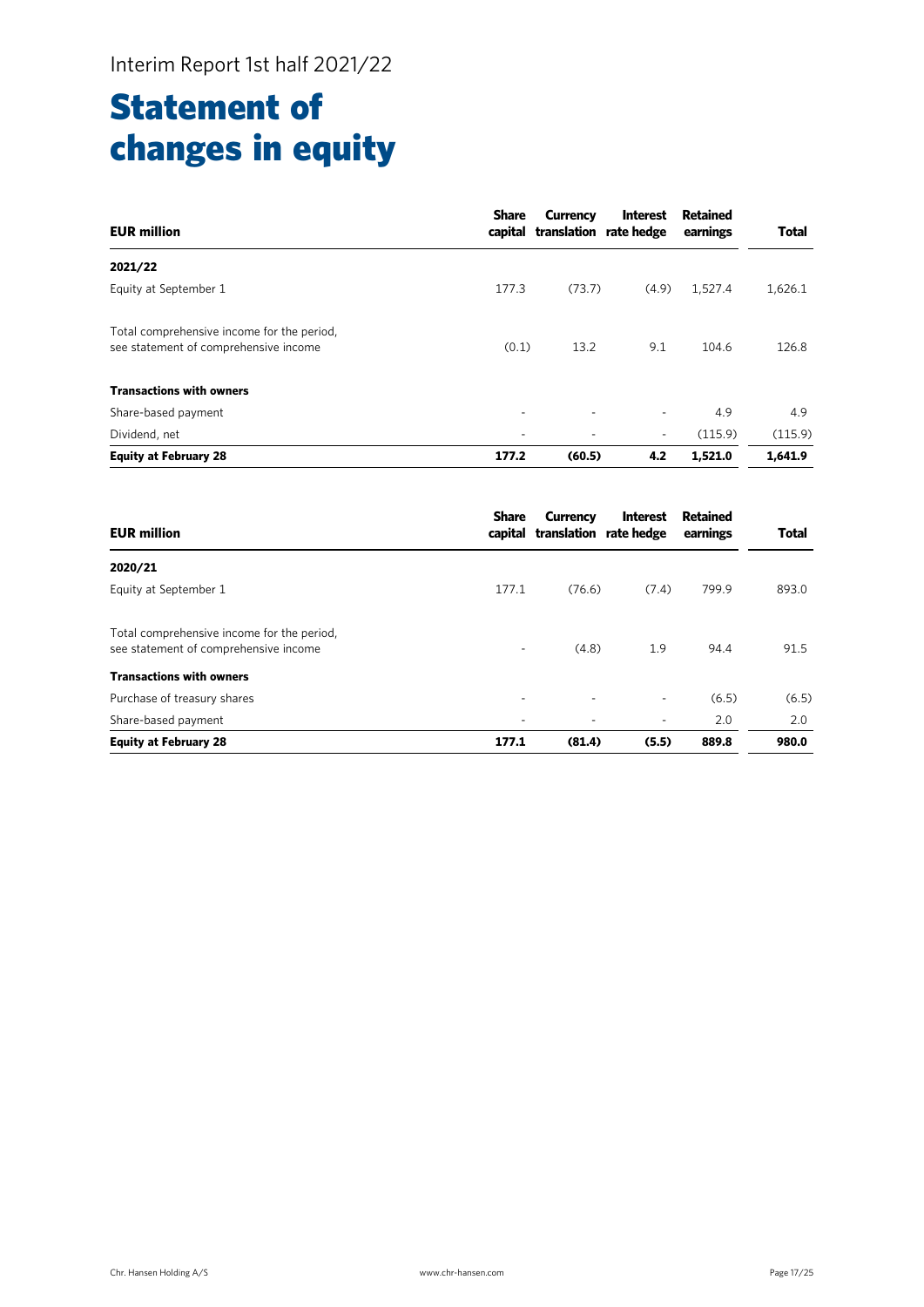Interim Report 1st half 2021/22

# Statement of changes in equity

| EUR million | Share capital | Currency translation | Interest rate hedge | Retained earnings | Total |
|---|---|---|---|---|---|
| **2021/22** | | | | | |
| Equity at September 1 | 177.3 | (73.7) | (4.9) | 1,527.4 | 1,626.1 |
| Total comprehensive income for the period, see statement of comprehensive income | (0.1) | 13.2 | 9.1 | 104.6 | 126.8 |
| **Transactions with owners** | | | | | |
| Share-based payment | - | - | - | 4.9 | 4.9 |
| Dividend, net | - | - | - | (115.9) | (115.9) |
| **Equity at February 28** | **177.2** | **(60.5)** | **4.2** | **1,521.0** | **1,641.9** |

| EUR million | Share capital | Currency translation | Interest rate hedge | Retained earnings | Total |
|---|---|---|---|---|---|
| **2020/21** | | | | | |
| Equity at September 1 | 177.1 | (76.6) | (7.4) | 799.9 | 893.0 |
| Total comprehensive income for the period, see statement of comprehensive income | - | (4.8) | 1.9 | 94.4 | 91.5 |
| **Transactions with owners** | | | | | |
| Purchase of treasury shares | - | - | - | (6.5) | (6.5) |
| Share-based payment | - | - | - | 2.0 | 2.0 |
| **Equity at February 28** | **177.1** | **(81.4)** | **(5.5)** | **889.8** | **980.0** |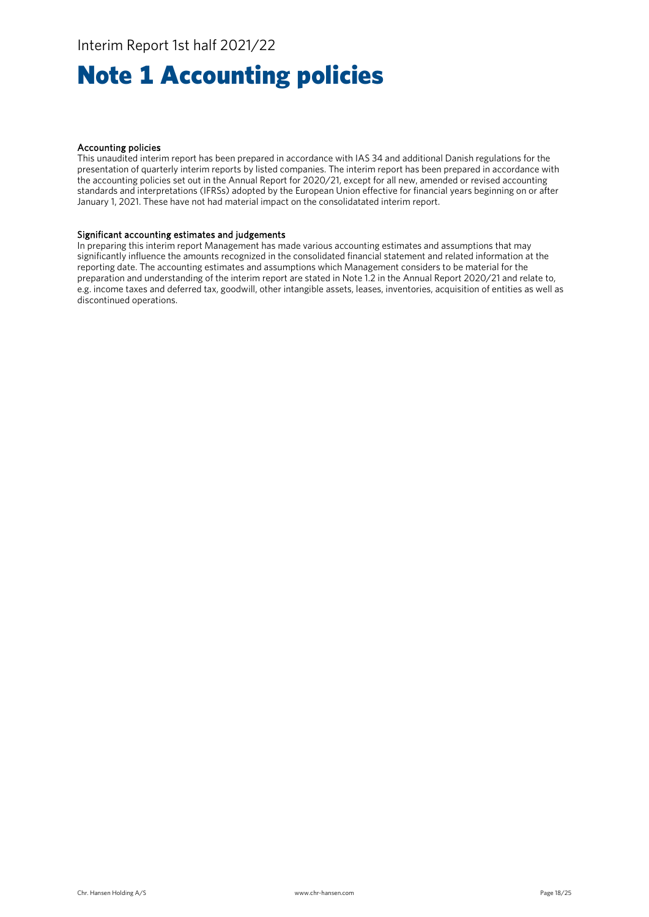# Note 1 Accounting policies

**Accounting policies**

This unaudited interim report has been prepared in accordance with IAS 34 and additional Danish regulations for the presentation of quarterly interim reports by listed companies. The interim report has been prepared in accordance with the accounting policies set out in the Annual Report for 2020/21, except for all new, amended or revised accounting standards and interpretations (IFRSs) adopted by the European Union effective for financial years beginning on or after January 1, 2021. These have not had material impact on the consolidatated interim report.

**Significant accounting estimates and judgements**

In preparing this interim report Management has made various accounting estimates and assumptions that may significantly influence the amounts recognized in the consolidated financial statement and related information at the reporting date. The accounting estimates and assumptions which Management considers to be material for the preparation and understanding of the interim report are stated in Note 1.2 in the Annual Report 2020/21 and relate to, e.g. income taxes and deferred tax, goodwill, other intangible assets, leases, inventories, acquisition of entities as well as discontinued operations.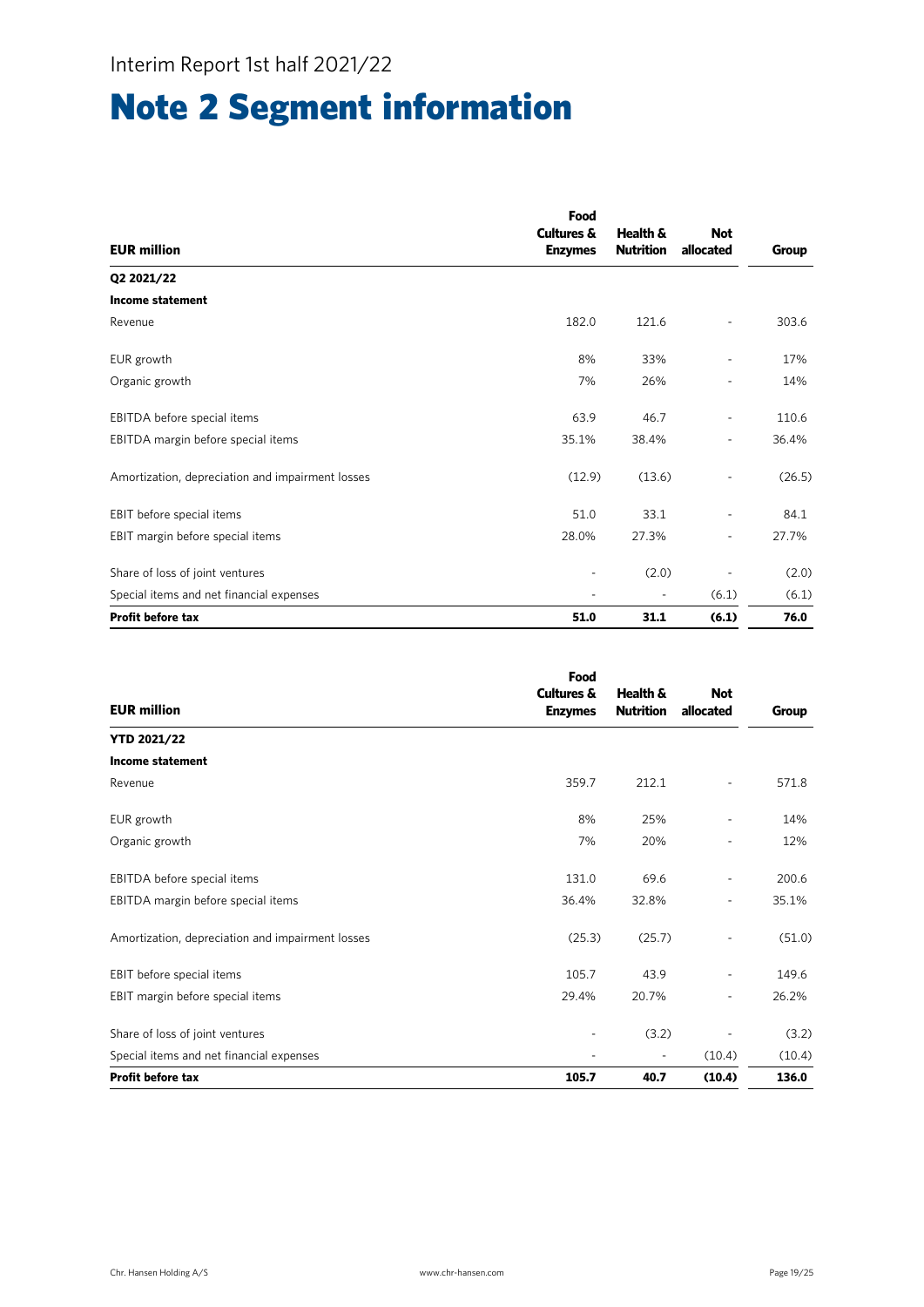# Note 2 Segment information

| EUR million | Food Cultures & Enzymes | Health & Nutrition | Not allocated | Group |
|---|---|---|---|---|
| **Q2 2021/22** | | | | |
| **Income statement** | | | | |
| Revenue | 182.0 | 121.6 | - | 303.6 |
| EUR growth | 8% | 33% | - | 17% |
| Organic growth | 7% | 26% | - | 14% |
| EBITDA before special items | 63.9 | 46.7 | - | 110.6 |
| EBITDA margin before special items | 35.1% | 38.4% | - | 36.4% |
| Amortization, depreciation and impairment losses | (12.9) | (13.6) | - | (26.5) |
| EBIT before special items | 51.0 | 33.1 | - | 84.1 |
| EBIT margin before special items | 28.0% | 27.3% | - | 27.7% |
| Share of loss of joint ventures | - | (2.0) | - | (2.0) |
| Special items and net financial expenses | - | - | (6.1) | (6.1) |
| **Profit before tax** | **51.0** | **31.1** | **(6.1)** | **76.0** |

| EUR million | Food Cultures & Enzymes | Health & Nutrition | Not allocated | Group |
|---|---|---|---|---|
| **YTD 2021/22** | | | | |
| **Income statement** | | | | |
| Revenue | 359.7 | 212.1 | - | 571.8 |
| EUR growth | 8% | 25% | - | 14% |
| Organic growth | 7% | 20% | - | 12% |
| EBITDA before special items | 131.0 | 69.6 | - | 200.6 |
| EBITDA margin before special items | 36.4% | 32.8% | - | 35.1% |
| Amortization, depreciation and impairment losses | (25.3) | (25.7) | - | (51.0) |
| EBIT before special items | 105.7 | 43.9 | - | 149.6 |
| EBIT margin before special items | 29.4% | 20.7% | - | 26.2% |
| Share of loss of joint ventures | - | (3.2) | - | (3.2) |
| Special items and net financial expenses | - | - | (10.4) | (10.4) |
| **Profit before tax** | **105.7** | **40.7** | **(10.4)** | **136.0** |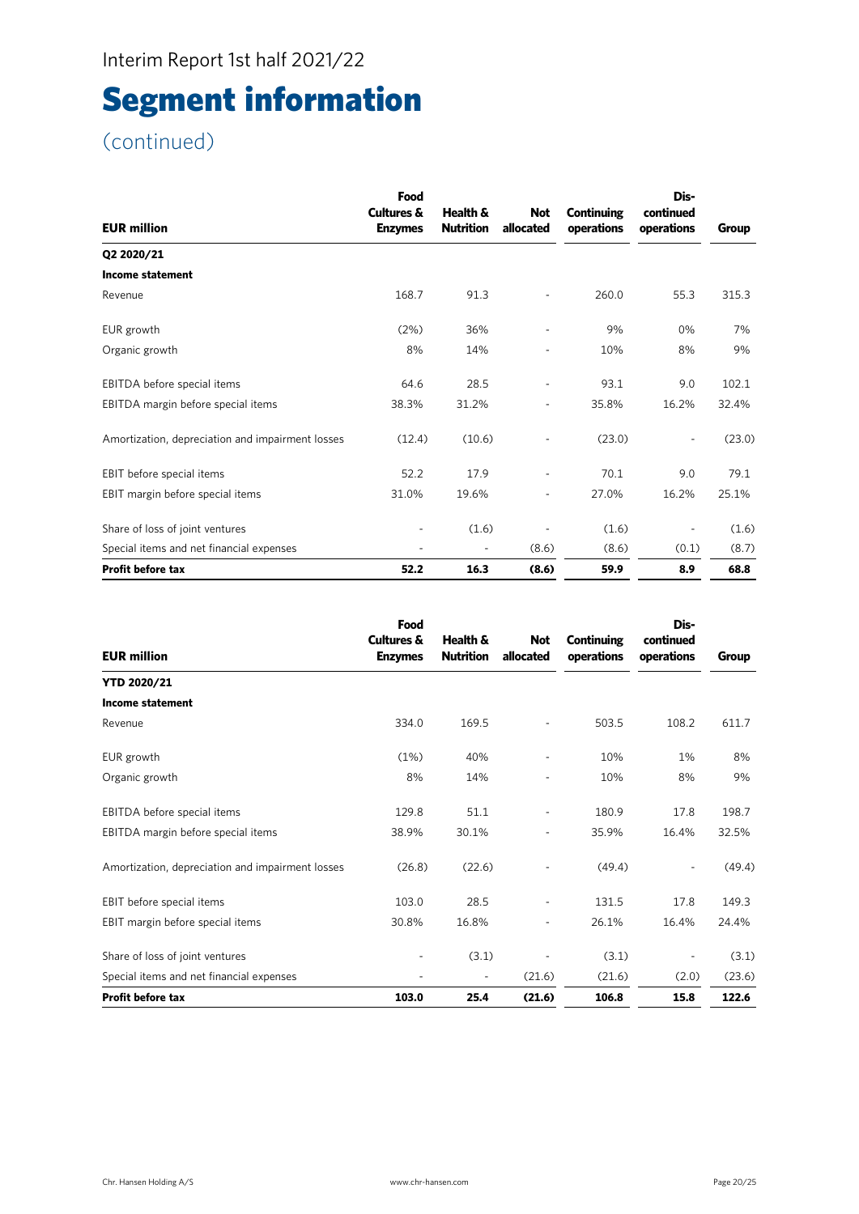Interim Report 1st half 2021/22

# Segment information

## (continued)

| EUR million | Food Cultures & Enzymes | Health & Nutrition | Not allocated | Continuing operations | Dis-continued operations | Group |
|---|---|---|---|---|---|---|
| **Q2 2020/21** | | | | | | |
| **Income statement** | | | | | | |
| Revenue | 168.7 | 91.3 | - | 260.0 | 55.3 | 315.3 |
| EUR growth | (2%) | 36% | - | 9% | 0% | 7% |
| Organic growth | 8% | 14% | - | 10% | 8% | 9% |
| EBITDA before special items | 64.6 | 28.5 | - | 93.1 | 9.0 | 102.1 |
| EBITDA margin before special items | 38.3% | 31.2% | - | 35.8% | 16.2% | 32.4% |
| Amortization, depreciation and impairment losses | (12.4) | (10.6) | - | (23.0) | - | (23.0) |
| EBIT before special items | 52.2 | 17.9 | - | 70.1 | 9.0 | 79.1 |
| EBIT margin before special items | 31.0% | 19.6% | - | 27.0% | 16.2% | 25.1% |
| Share of loss of joint ventures | - | (1.6) | - | (1.6) | - | (1.6) |
| Special items and net financial expenses | - | - | (8.6) | (8.6) | (0.1) | (8.7) |
| **Profit before tax** | **52.2** | **16.3** | **(8.6)** | **59.9** | **8.9** | **68.8** |

| EUR million | Food Cultures & Enzymes | Health & Nutrition | Not allocated | Continuing operations | Dis-continued operations | Group |
|---|---|---|---|---|---|---|
| **YTD 2020/21** | | | | | | |
| **Income statement** | | | | | | |
| Revenue | 334.0 | 169.5 | - | 503.5 | 108.2 | 611.7 |
| EUR growth | (1%) | 40% | - | 10% | 1% | 8% |
| Organic growth | 8% | 14% | - | 10% | 8% | 9% |
| EBITDA before special items | 129.8 | 51.1 | - | 180.9 | 17.8 | 198.7 |
| EBITDA margin before special items | 38.9% | 30.1% | - | 35.9% | 16.4% | 32.5% |
| Amortization, depreciation and impairment losses | (26.8) | (22.6) | - | (49.4) | - | (49.4) |
| EBIT before special items | 103.0 | 28.5 | - | 131.5 | 17.8 | 149.3 |
| EBIT margin before special items | 30.8% | 16.8% | - | 26.1% | 16.4% | 24.4% |
| Share of loss of joint ventures | - | (3.1) | - | (3.1) | - | (3.1) |
| Special items and net financial expenses | - | - | (21.6) | (21.6) | (2.0) | (23.6) |
| **Profit before tax** | **103.0** | **25.4** | **(21.6)** | **106.8** | **15.8** | **122.6** |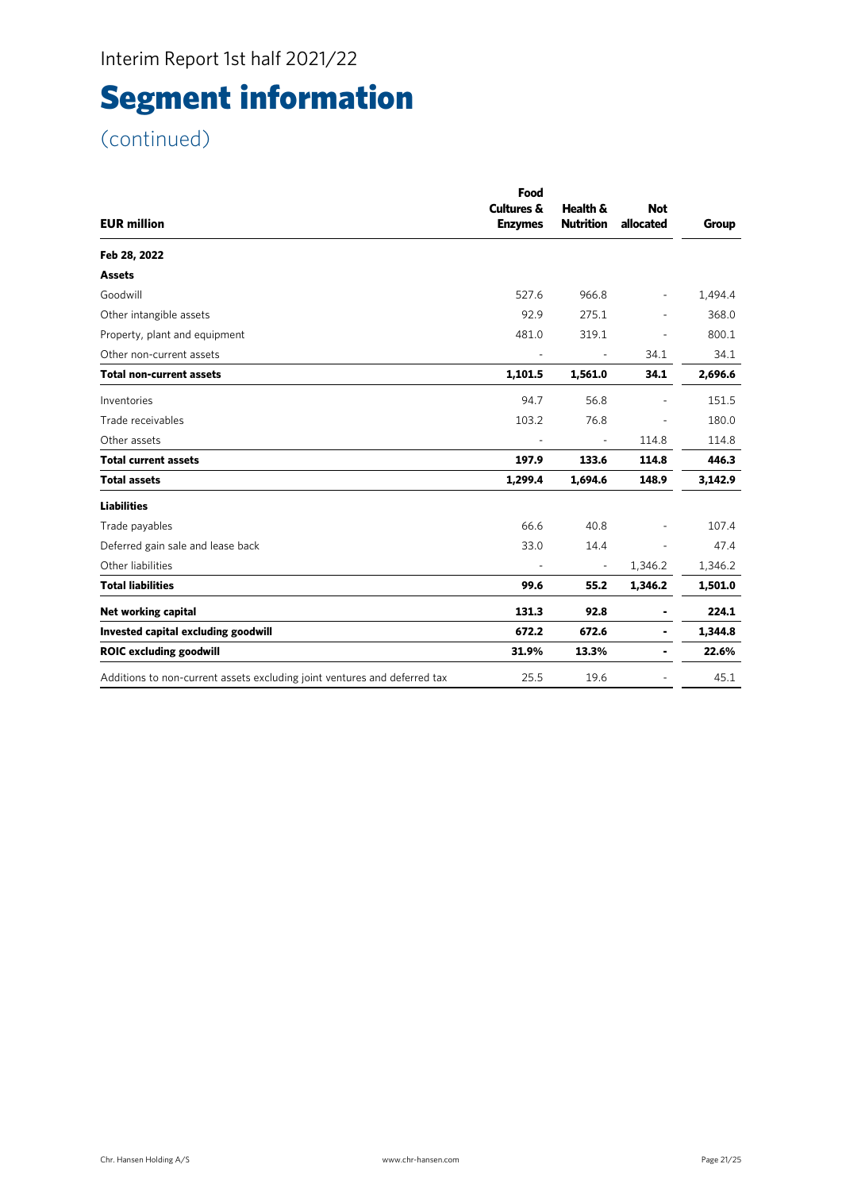Interim Report 1st half 2021/22

# Segment information

(continued)

| EUR million | Food Cultures & Enzymes | Health & Nutrition | Not allocated | Group |
|---|---|---|---|---|
| **Feb 28, 2022** | | | | |
| **Assets** | | | | |
| Goodwill | 527.6 | 966.8 | - | 1,494.4 |
| Other intangible assets | 92.9 | 275.1 | - | 368.0 |
| Property, plant and equipment | 481.0 | 319.1 | - | 800.1 |
| Other non-current assets | - | - | 34.1 | 34.1 |
| **Total non-current assets** | **1,101.5** | **1,561.0** | **34.1** | **2,696.6** |
| Inventories | 94.7 | 56.8 | - | 151.5 |
| Trade receivables | 103.2 | 76.8 | - | 180.0 |
| Other assets | - | - | 114.8 | 114.8 |
| **Total current assets** | **197.9** | **133.6** | **114.8** | **446.3** |
| **Total assets** | **1,299.4** | **1,694.6** | **148.9** | **3,142.9** |
| **Liabilities** | | | | |
| Trade payables | 66.6 | 40.8 | - | 107.4 |
| Deferred gain sale and lease back | 33.0 | 14.4 | - | 47.4 |
| Other liabilities | - | - | 1,346.2 | 1,346.2 |
| **Total liabilities** | **99.6** | **55.2** | **1,346.2** | **1,501.0** |
| **Net working capital** | **131.3** | **92.8** | **-** | **224.1** |
| **Invested capital excluding goodwill** | **672.2** | **672.6** | **-** | **1,344.8** |
| **ROIC excluding goodwill** | **31.9%** | **13.3%** | **-** | **22.6%** |
| Additions to non-current assets excluding joint ventures and deferred tax | 25.5 | 19.6 | - | 45.1 |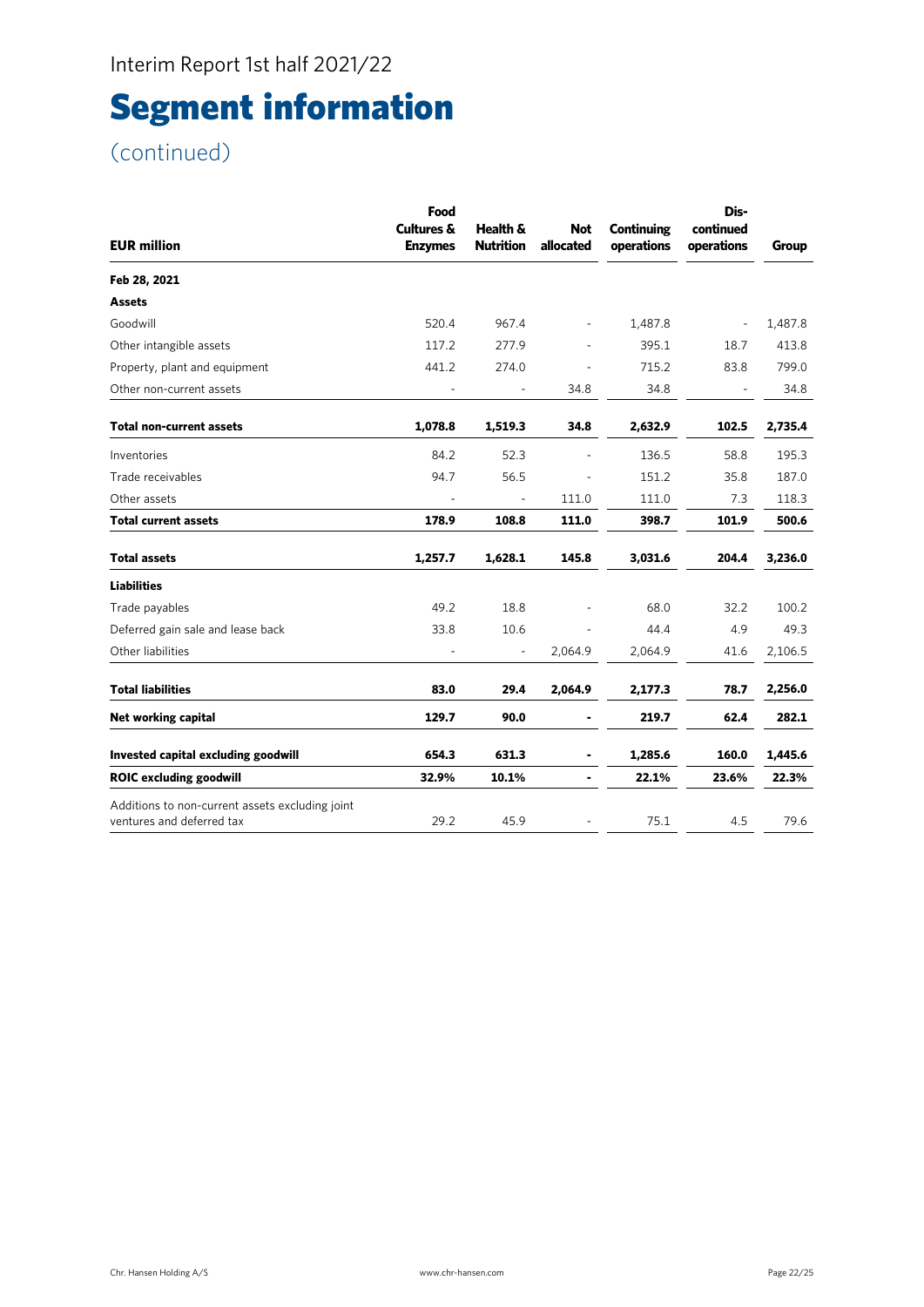Interim Report 1st half 2021/22

# Segment information

(continued)

| EUR million | Food Cultures & Enzymes | Health & Nutrition | Not allocated | Continuing operations | Dis-continued operations | Group |
|---|---|---|---|---|---|---|
| **Feb 28, 2021** | | | | | | |
| **Assets** | | | | | | |
| Goodwill | 520.4 | 967.4 | - | 1,487.8 | - | 1,487.8 |
| Other intangible assets | 117.2 | 277.9 | - | 395.1 | 18.7 | 413.8 |
| Property, plant and equipment | 441.2 | 274.0 | - | 715.2 | 83.8 | 799.0 |
| Other non-current assets | - | - | 34.8 | 34.8 | - | 34.8 |
| **Total non-current assets** | **1,078.8** | **1,519.3** | **34.8** | **2,632.9** | **102.5** | **2,735.4** |
| Inventories | 84.2 | 52.3 | - | 136.5 | 58.8 | 195.3 |
| Trade receivables | 94.7 | 56.5 | - | 151.2 | 35.8 | 187.0 |
| Other assets | - | - | 111.0 | 111.0 | 7.3 | 118.3 |
| **Total current assets** | **178.9** | **108.8** | **111.0** | **398.7** | **101.9** | **500.6** |
| **Total assets** | **1,257.7** | **1,628.1** | **145.8** | **3,031.6** | **204.4** | **3,236.0** |
| **Liabilities** | | | | | | |
| Trade payables | 49.2 | 18.8 | - | 68.0 | 32.2 | 100.2 |
| Deferred gain sale and lease back | 33.8 | 10.6 | - | 44.4 | 4.9 | 49.3 |
| Other liabilities | - | - | 2,064.9 | 2,064.9 | 41.6 | 2,106.5 |
| **Total liabilities** | **83.0** | **29.4** | **2,064.9** | **2,177.3** | **78.7** | **2,256.0** |
| **Net working capital** | **129.7** | **90.0** | **-** | **219.7** | **62.4** | **282.1** |
| **Invested capital excluding goodwill** | **654.3** | **631.3** | **-** | **1,285.6** | **160.0** | **1,445.6** |
| **ROIC excluding goodwill** | **32.9%** | **10.1%** | **-** | **22.1%** | **23.6%** | **22.3%** |
| Additions to non-current assets excluding joint ventures and deferred tax | 29.2 | 45.9 | - | 75.1 | 4.5 | 79.6 |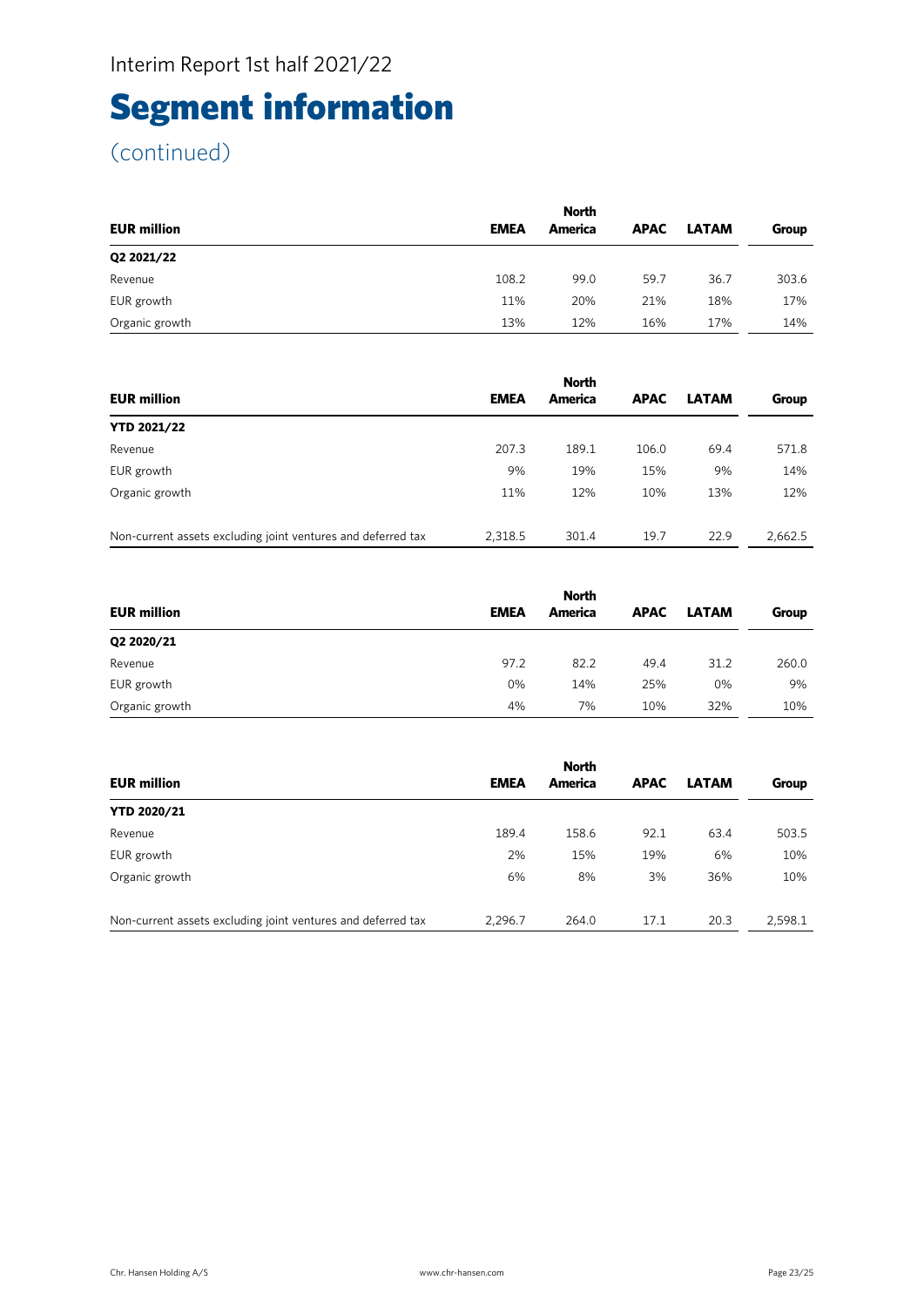Interim Report 1st half 2021/22

# Segment information

(continued)

| EUR million | EMEA | North America | APAC | LATAM | Group |
|---|---|---|---|---|---|
| **Q2 2021/22** | | | | | |
| Revenue | 108.2 | 99.0 | 59.7 | 36.7 | 303.6 |
| EUR growth | 11% | 20% | 21% | 18% | 17% |
| Organic growth | 13% | 12% | 16% | 17% | 14% |

| EUR million | EMEA | North America | APAC | LATAM | Group |
|---|---|---|---|---|---|
| **YTD 2021/22** | | | | | |
| Revenue | 207.3 | 189.1 | 106.0 | 69.4 | 571.8 |
| EUR growth | 9% | 19% | 15% | 9% | 14% |
| Organic growth | 11% | 12% | 10% | 13% | 12% |
| Non-current assets excluding joint ventures and deferred tax | 2,318.5 | 301.4 | 19.7 | 22.9 | 2,662.5 |

| EUR million | EMEA | North America | APAC | LATAM | Group |
|---|---|---|---|---|---|
| **Q2 2020/21** | | | | | |
| Revenue | 97.2 | 82.2 | 49.4 | 31.2 | 260.0 |
| EUR growth | 0% | 14% | 25% | 0% | 9% |
| Organic growth | 4% | 7% | 10% | 32% | 10% |

| EUR million | EMEA | North America | APAC | LATAM | Group |
|---|---|---|---|---|---|
| **YTD 2020/21** | | | | | |
| Revenue | 189.4 | 158.6 | 92.1 | 63.4 | 503.5 |
| EUR growth | 2% | 15% | 19% | 6% | 10% |
| Organic growth | 6% | 8% | 3% | 36% | 10% |
| Non-current assets excluding joint ventures and deferred tax | 2,296.7 | 264.0 | 17.1 | 20.3 | 2,598.1 |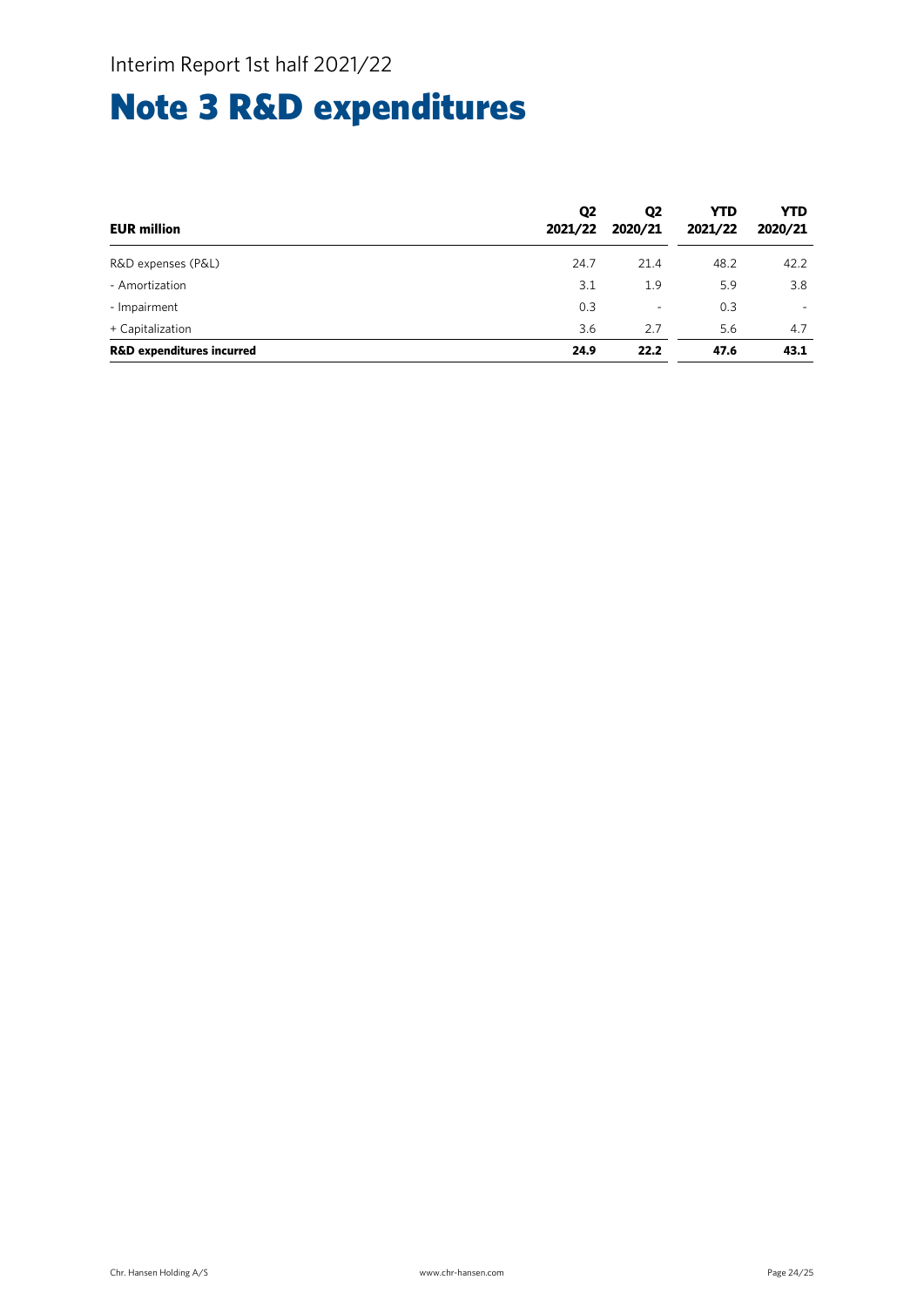# Note 3 R&D expenditures

| EUR million | Q2 2021/22 | Q2 2020/21 | YTD 2021/22 | YTD 2020/21 |
|---|---|---|---|---|
| R&D expenses (P&L) | 24.7 | 21.4 | 48.2 | 42.2 |
| - Amortization | 3.1 | 1.9 | 5.9 | 3.8 |
| - Impairment | 0.3 | - | 0.3 | - |
| + Capitalization | 3.6 | 2.7 | 5.6 | 4.7 |
| **R&D expenditures incurred** | **24.9** | **22.2** | **47.6** | **43.1** |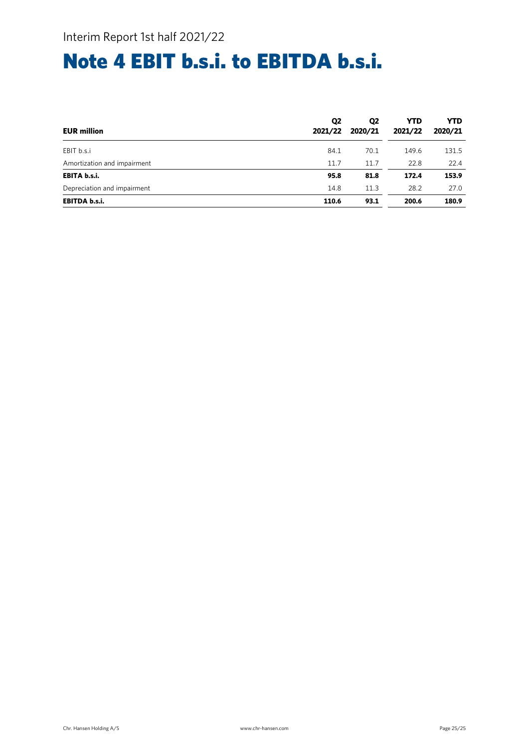# Note 4 EBIT b.s.i. to EBITDA b.s.i.

| EUR million | Q2 2021/22 | Q2 2020/21 | YTD 2021/22 | YTD 2020/21 |
|---|---|---|---|---|
| EBIT b.s.i | 84.1 | 70.1 | 149.6 | 131.5 |
| Amortization and impairment | 11.7 | 11.7 | 22.8 | 22.4 |
| **EBITA b.s.i.** | **95.8** | **81.8** | **172.4** | **153.9** |
| Depreciation and impairment | 14.8 | 11.3 | 28.2 | 27.0 |
| **EBITDA b.s.i.** | **110.6** | **93.1** | **200.6** | **180.9** |